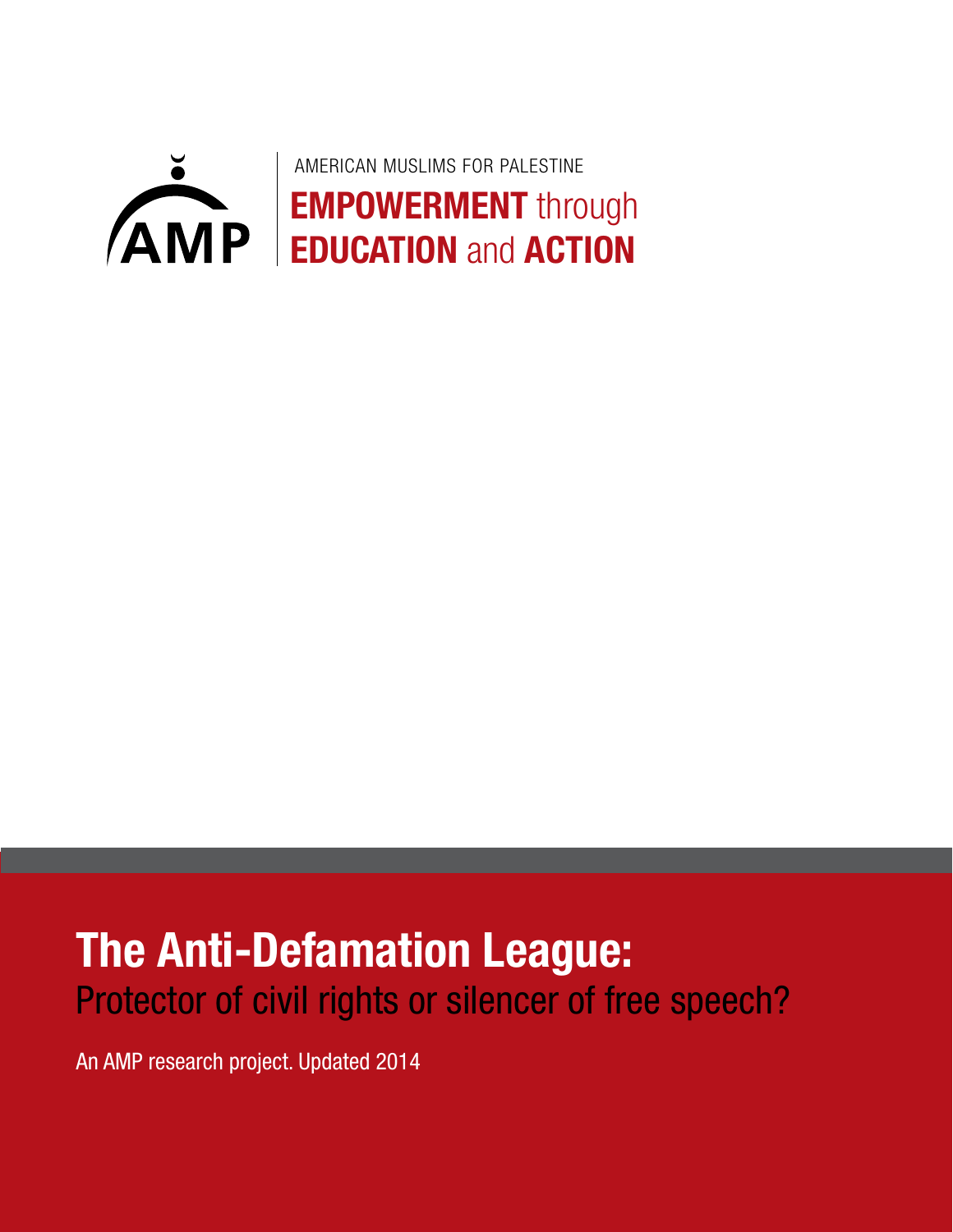AMP

AMERICAN MUSLIMS FOR PALESTINE

**EMPOWERMENT** through **EDUCATION** and **ACTION**

# The Anti-Defamation League:

## Protector of civil rights or silencer of free speech?

An AMP research project. Updated 2014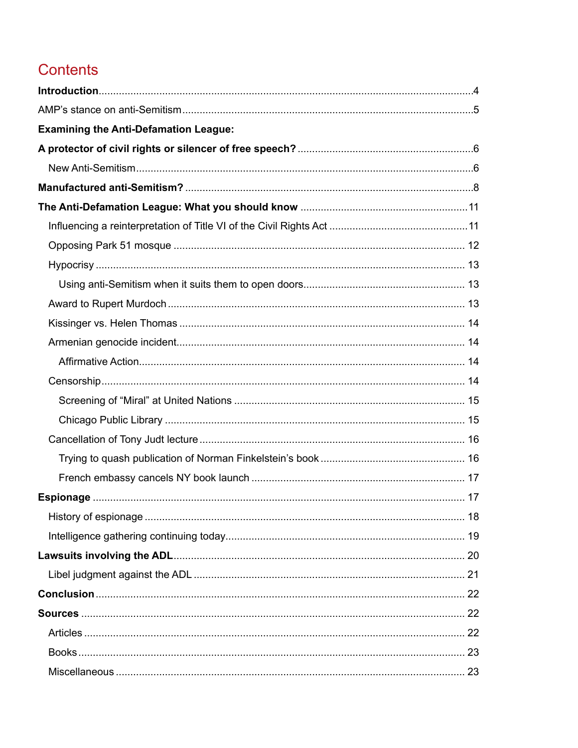# Contents

**Introduction**....................................................................................................................4

AMP's stance on anti-Semitism........................................................................................5

**Examining the Anti-Defamation League:**

**A protector of civil rights or silencer of free speech?**..................................................6

- New Anti-Semitism.........................................................................................................6

**Manufactured anti-Semitism?**..........................................................................................8

**The Anti-Defamation League: What you should know**.................................................11

- Influencing a reinterpretation of Title VI of the Civil Rights Act ...............................11
- Opposing Park 51 mosque ..........................................................................................12
- Hypocrisy ......................................................................................................................13
  - Using anti-Semitism when it suits them to open doors..........................................13
- Award to Rupert Murdoch ............................................................................................13
- Kissinger vs. Helen Thomas .........................................................................................14
- Armenian genocide incident.........................................................................................14
  - Affirmative Action......................................................................................................14
- Censorship.....................................................................................................................14
  - Screening of "Miral" at United Nations ...................................................................15
  - Chicago Public Library ..............................................................................................15
- Cancellation of Tony Judt lecture ................................................................................16
  - Trying to quash publication of Norman Finkelstein's book ....................................16
  - French embassy cancels NY book launch ...............................................................17

**Espionage** ........................................................................................................................17

- History of espionage ....................................................................................................18
- Intelligence gathering continuing today......................................................................19

**Lawsuits involving the ADL**............................................................................................20

- Libel judgment against the ADL ..................................................................................21

**Conclusion**........................................................................................................................22

**Sources** .............................................................................................................................22

- Articles ..........................................................................................................................22
- Books.............................................................................................................................23
- Miscellaneous ...............................................................................................................23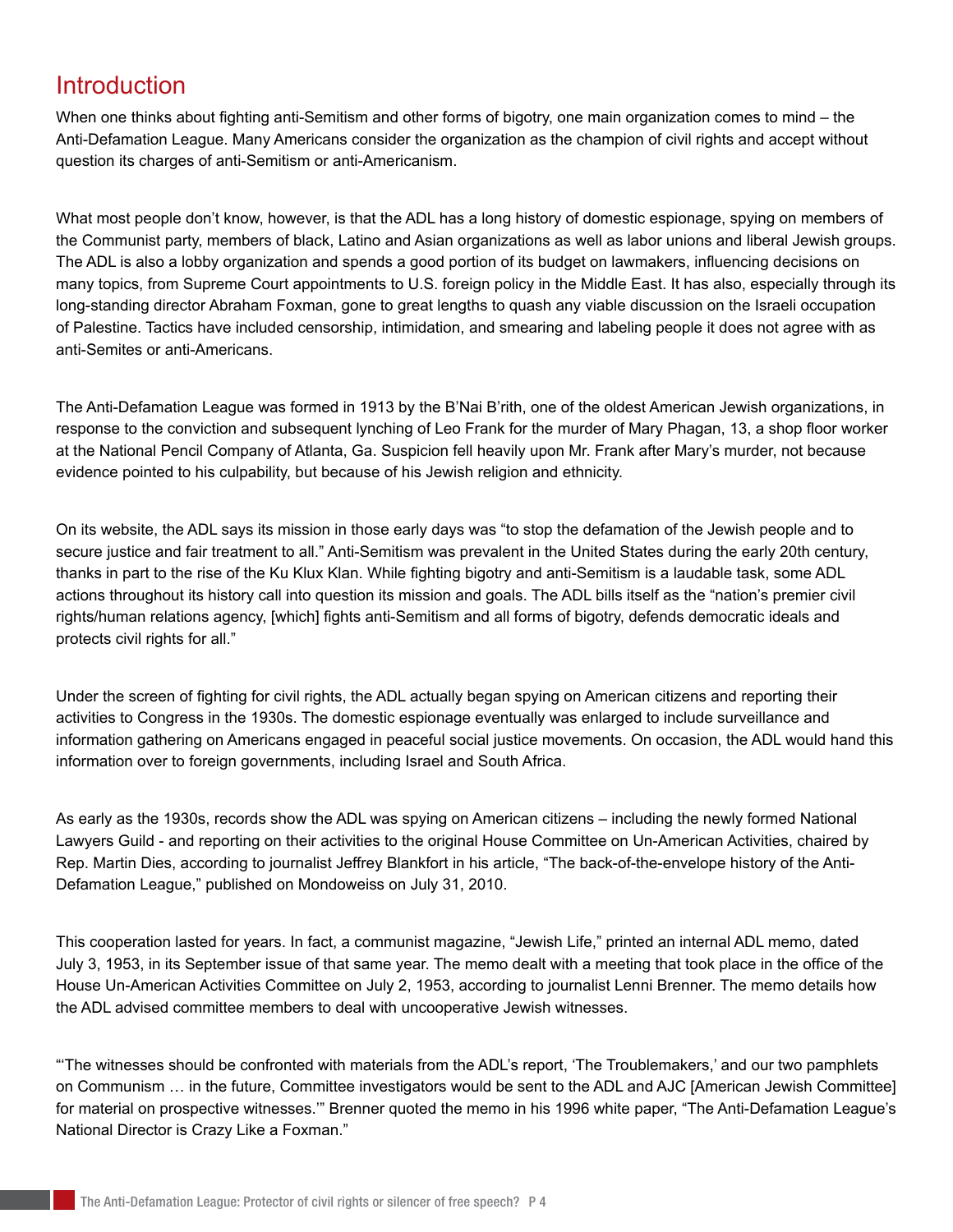# Introduction

When one thinks about fighting anti-Semitism and other forms of bigotry, one main organization comes to mind – the Anti-Defamation League. Many Americans consider the organization as the champion of civil rights and accept without question its charges of anti-Semitism or anti-Americanism.

What most people don't know, however, is that the ADL has a long history of domestic espionage, spying on members of the Communist party, members of black, Latino and Asian organizations as well as labor unions and liberal Jewish groups. The ADL is also a lobby organization and spends a good portion of its budget on lawmakers, influencing decisions on many topics, from Supreme Court appointments to U.S. foreign policy in the Middle East. It has also, especially through its long-standing director Abraham Foxman, gone to great lengths to quash any viable discussion on the Israeli occupation of Palestine. Tactics have included censorship, intimidation, and smearing and labeling people it does not agree with as anti-Semites or anti-Americans.

The Anti-Defamation League was formed in 1913 by the B'Nai B'rith, one of the oldest American Jewish organizations, in response to the conviction and subsequent lynching of Leo Frank for the murder of Mary Phagan, 13, a shop floor worker at the National Pencil Company of Atlanta, Ga. Suspicion fell heavily upon Mr. Frank after Mary's murder, not because evidence pointed to his culpability, but because of his Jewish religion and ethnicity.

On its website, the ADL says its mission in those early days was "to stop the defamation of the Jewish people and to secure justice and fair treatment to all." Anti-Semitism was prevalent in the United States during the early 20th century, thanks in part to the rise of the Ku Klux Klan. While fighting bigotry and anti-Semitism is a laudable task, some ADL actions throughout its history call into question its mission and goals. The ADL bills itself as the "nation's premier civil rights/human relations agency, [which] fights anti-Semitism and all forms of bigotry, defends democratic ideals and protects civil rights for all."

Under the screen of fighting for civil rights, the ADL actually began spying on American citizens and reporting their activities to Congress in the 1930s. The domestic espionage eventually was enlarged to include surveillance and information gathering on Americans engaged in peaceful social justice movements. On occasion, the ADL would hand this information over to foreign governments, including Israel and South Africa.

As early as the 1930s, records show the ADL was spying on American citizens – including the newly formed National Lawyers Guild - and reporting on their activities to the original House Committee on Un-American Activities, chaired by Rep. Martin Dies, according to journalist Jeffrey Blankfort in his article, "The back-of-the-envelope history of the Anti-Defamation League," published on Mondoweiss on July 31, 2010.

This cooperation lasted for years. In fact, a communist magazine, "Jewish Life," printed an internal ADL memo, dated July 3, 1953, in its September issue of that same year. The memo dealt with a meeting that took place in the office of the House Un-American Activities Committee on July 2, 1953, according to journalist Lenni Brenner. The memo details how the ADL advised committee members to deal with uncooperative Jewish witnesses.

"'The witnesses should be confronted with materials from the ADL's report, 'The Troublemakers,' and our two pamphlets on Communism … in the future, Committee investigators would be sent to the ADL and AJC [American Jewish Committee] for material on prospective witnesses.'" Brenner quoted the memo in his 1996 white paper, "The Anti-Defamation League's National Director is Crazy Like a Foxman."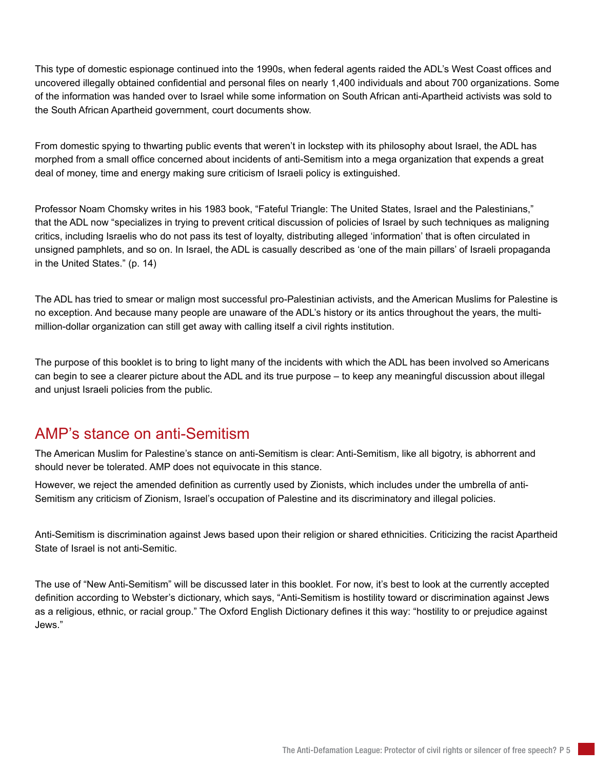This type of domestic espionage continued into the 1990s, when federal agents raided the ADL's West Coast offices and uncovered illegally obtained confidential and personal files on nearly 1,400 individuals and about 700 organizations. Some of the information was handed over to Israel while some information on South African anti-Apartheid activists was sold to the South African Apartheid government, court documents show.

From domestic spying to thwarting public events that weren't in lockstep with its philosophy about Israel, the ADL has morphed from a small office concerned about incidents of anti-Semitism into a mega organization that expends a great deal of money, time and energy making sure criticism of Israeli policy is extinguished.

Professor Noam Chomsky writes in his 1983 book, "Fateful Triangle: The United States, Israel and the Palestinians," that the ADL now "specializes in trying to prevent critical discussion of policies of Israel by such techniques as maligning critics, including Israelis who do not pass its test of loyalty, distributing alleged 'information' that is often circulated in unsigned pamphlets, and so on. In Israel, the ADL is casually described as 'one of the main pillars' of Israeli propaganda in the United States." (p. 14)

The ADL has tried to smear or malign most successful pro-Palestinian activists, and the American Muslims for Palestine is no exception. And because many people are unaware of the ADL's history or its antics throughout the years, the multi-million-dollar organization can still get away with calling itself a civil rights institution.

The purpose of this booklet is to bring to light many of the incidents with which the ADL has been involved so Americans can begin to see a clearer picture about the ADL and its true purpose – to keep any meaningful discussion about illegal and unjust Israeli policies from the public.

## AMP's stance on anti-Semitism

The American Muslim for Palestine's stance on anti-Semitism is clear: Anti-Semitism, like all bigotry, is abhorrent and should never be tolerated. AMP does not equivocate in this stance.

However, we reject the amended definition as currently used by Zionists, which includes under the umbrella of anti-Semitism any criticism of Zionism, Israel's occupation of Palestine and its discriminatory and illegal policies.

Anti-Semitism is discrimination against Jews based upon their religion or shared ethnicities. Criticizing the racist Apartheid State of Israel is not anti-Semitic.

The use of "New Anti-Semitism" will be discussed later in this booklet. For now, it's best to look at the currently accepted definition according to Webster's dictionary, which says, "Anti-Semitism is hostility toward or discrimination against Jews as a religious, ethnic, or racial group." The Oxford English Dictionary defines it this way: "hostility to or prejudice against Jews."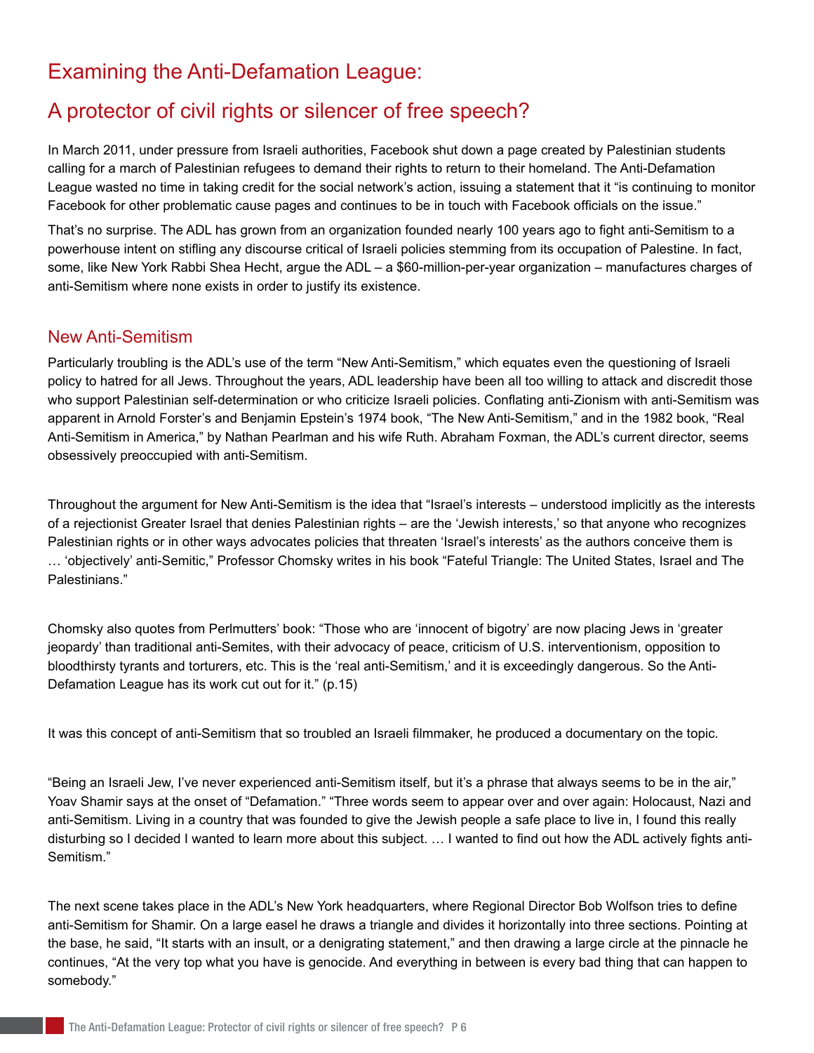# Examining the Anti-Defamation League:

# A protector of civil rights or silencer of free speech?

In March 2011, under pressure from Israeli authorities, Facebook shut down a page created by Palestinian students calling for a march of Palestinian refugees to demand their rights to return to their homeland. The Anti-Defamation League wasted no time in taking credit for the social network's action, issuing a statement that it "is continuing to monitor Facebook for other problematic cause pages and continues to be in touch with Facebook officials on the issue."

That's no surprise. The ADL has grown from an organization founded nearly 100 years ago to fight anti-Semitism to a powerhouse intent on stifling any discourse critical of Israeli policies stemming from its occupation of Palestine. In fact, some, like New York Rabbi Shea Hecht, argue the ADL – a $60-million-per-year organization – manufactures charges of anti-Semitism where none exists in order to justify its existence.

## New Anti-Semitism

Particularly troubling is the ADL's use of the term "New Anti-Semitism," which equates even the questioning of Israeli policy to hatred for all Jews. Throughout the years, ADL leadership have been all too willing to attack and discredit those who support Palestinian self-determination or who criticize Israeli policies. Conflating anti-Zionism with anti-Semitism was apparent in Arnold Forster's and Benjamin Epstein's 1974 book, "The New Anti-Semitism," and in the 1982 book, "Real Anti-Semitism in America," by Nathan Pearlman and his wife Ruth. Abraham Foxman, the ADL's current director, seems obsessively preoccupied with anti-Semitism.

Throughout the argument for New Anti-Semitism is the idea that "Israel's interests – understood implicitly as the interests of a rejectionist Greater Israel that denies Palestinian rights – are the 'Jewish interests,' so that anyone who recognizes Palestinian rights or in other ways advocates policies that threaten 'Israel's interests' as the authors conceive them is … 'objectively' anti-Semitic," Professor Chomsky writes in his book "Fateful Triangle: The United States, Israel and The Palestinians."

Chomsky also quotes from Perlmutters' book: "Those who are 'innocent of bigotry' are now placing Jews in 'greater jeopardy' than traditional anti-Semites, with their advocacy of peace, criticism of U.S. interventionism, opposition to bloodthirsty tyrants and torturers, etc. This is the 'real anti-Semitism,' and it is exceedingly dangerous. So the Anti-Defamation League has its work cut out for it." (p.15)

It was this concept of anti-Semitism that so troubled an Israeli filmmaker, he produced a documentary on the topic.

"Being an Israeli Jew, I've never experienced anti-Semitism itself, but it's a phrase that always seems to be in the air," Yoav Shamir says at the onset of "Defamation." "Three words seem to appear over and over again: Holocaust, Nazi and anti-Semitism. Living in a country that was founded to give the Jewish people a safe place to live in, I found this really disturbing so I decided I wanted to learn more about this subject. … I wanted to find out how the ADL actively fights anti-Semitism."

The next scene takes place in the ADL's New York headquarters, where Regional Director Bob Wolfson tries to define anti-Semitism for Shamir. On a large easel he draws a triangle and divides it horizontally into three sections. Pointing at the base, he said, "It starts with an insult, or a denigrating statement," and then drawing a large circle at the pinnacle he continues, "At the very top what you have is genocide. And everything in between is every bad thing that can happen to somebody."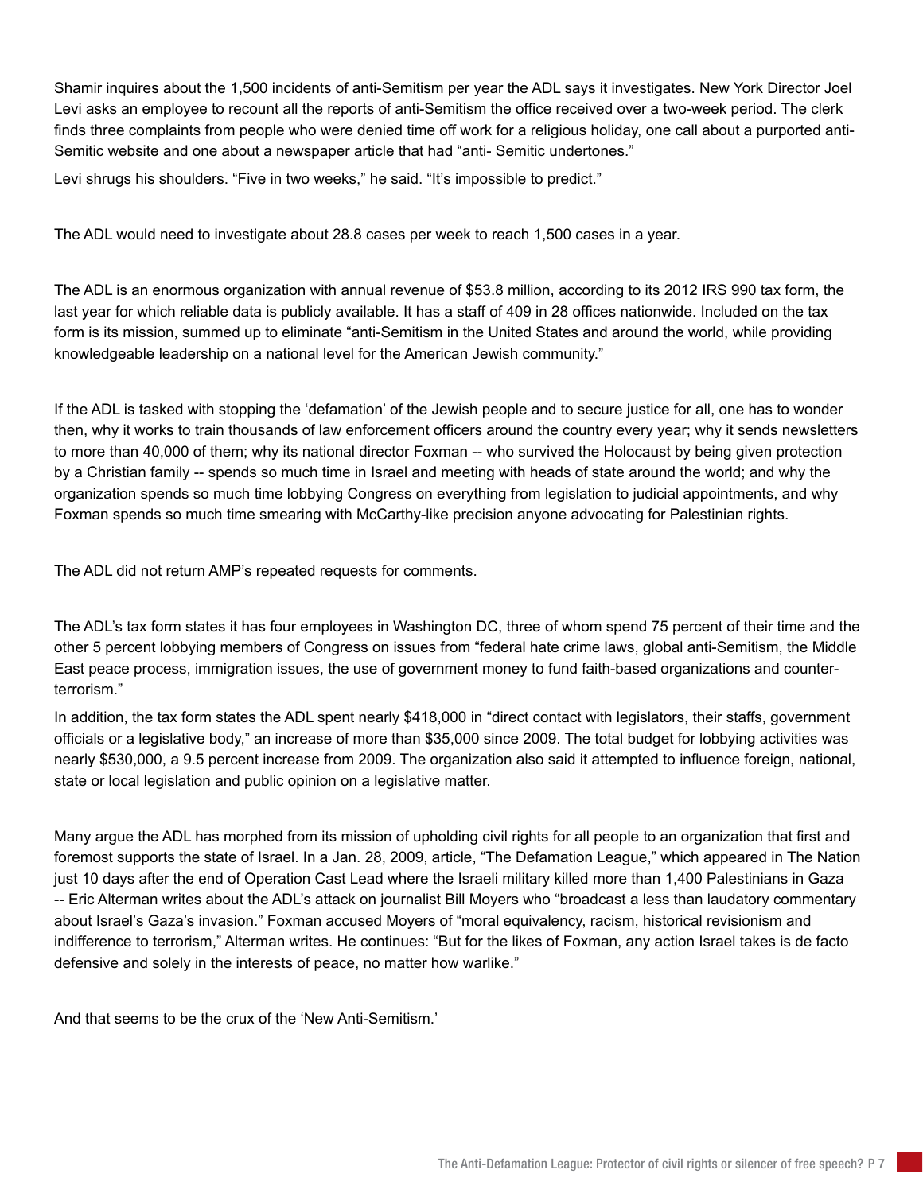Shamir inquires about the 1,500 incidents of anti-Semitism per year the ADL says it investigates. New York Director Joel Levi asks an employee to recount all the reports of anti-Semitism the office received over a two-week period. The clerk finds three complaints from people who were denied time off work for a religious holiday, one call about a purported anti-Semitic website and one about a newspaper article that had "anti- Semitic undertones."

Levi shrugs his shoulders. "Five in two weeks," he said. "It's impossible to predict."

The ADL would need to investigate about 28.8 cases per week to reach 1,500 cases in a year.

The ADL is an enormous organization with annual revenue of $53.8 million, according to its 2012 IRS 990 tax form, the last year for which reliable data is publicly available. It has a staff of 409 in 28 offices nationwide. Included on the tax form is its mission, summed up to eliminate "anti-Semitism in the United States and around the world, while providing knowledgeable leadership on a national level for the American Jewish community."

If the ADL is tasked with stopping the 'defamation' of the Jewish people and to secure justice for all, one has to wonder then, why it works to train thousands of law enforcement officers around the country every year; why it sends newsletters to more than 40,000 of them; why its national director Foxman -- who survived the Holocaust by being given protection by a Christian family -- spends so much time in Israel and meeting with heads of state around the world; and why the organization spends so much time lobbying Congress on everything from legislation to judicial appointments, and why Foxman spends so much time smearing with McCarthy-like precision anyone advocating for Palestinian rights.

The ADL did not return AMP's repeated requests for comments.

The ADL's tax form states it has four employees in Washington DC, three of whom spend 75 percent of their time and the other 5 percent lobbying members of Congress on issues from "federal hate crime laws, global anti-Semitism, the Middle East peace process, immigration issues, the use of government money to fund faith-based organizations and counter-terrorism."

In addition, the tax form states the ADL spent nearly $418,000 in "direct contact with legislators, their staffs, government officials or a legislative body," an increase of more than $35,000 since 2009. The total budget for lobbying activities was nearly $530,000, a 9.5 percent increase from 2009. The organization also said it attempted to influence foreign, national, state or local legislation and public opinion on a legislative matter.

Many argue the ADL has morphed from its mission of upholding civil rights for all people to an organization that first and foremost supports the state of Israel. In a Jan. 28, 2009, article, "The Defamation League," which appeared in The Nation just 10 days after the end of Operation Cast Lead where the Israeli military killed more than 1,400 Palestinians in Gaza -- Eric Alterman writes about the ADL's attack on journalist Bill Moyers who "broadcast a less than laudatory commentary about Israel's Gaza's invasion." Foxman accused Moyers of "moral equivalency, racism, historical revisionism and indifference to terrorism," Alterman writes. He continues: "But for the likes of Foxman, any action Israel takes is de facto defensive and solely in the interests of peace, no matter how warlike."

And that seems to be the crux of the 'New Anti-Semitism.'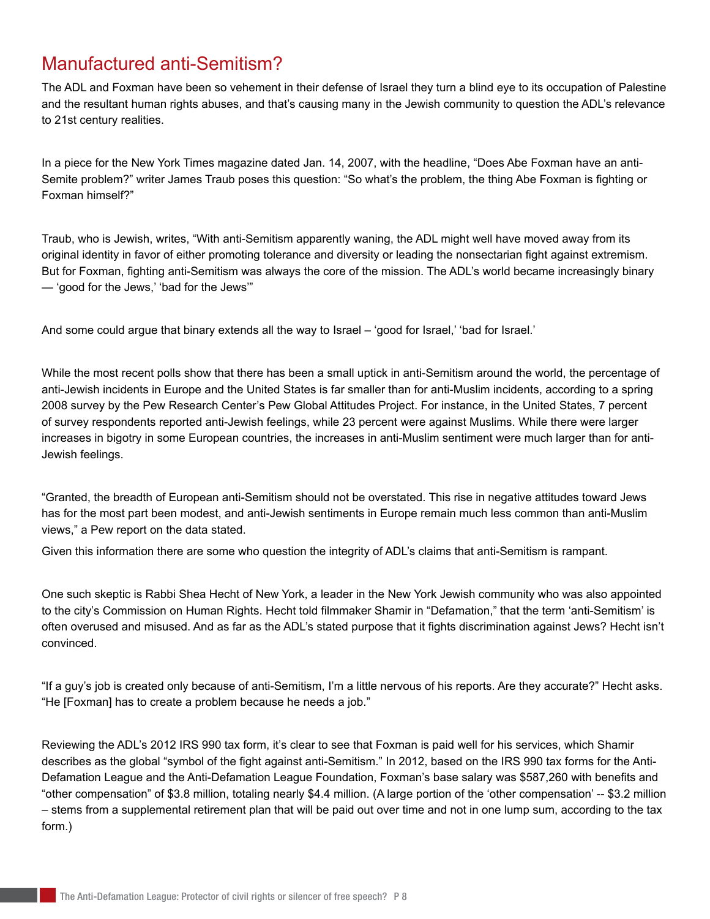## Manufactured anti-Semitism?

The ADL and Foxman have been so vehement in their defense of Israel they turn a blind eye to its occupation of Palestine and the resultant human rights abuses, and that's causing many in the Jewish community to question the ADL's relevance to 21st century realities.

In a piece for the New York Times magazine dated Jan. 14, 2007, with the headline, "Does Abe Foxman have an anti-Semite problem?" writer James Traub poses this question: "So what's the problem, the thing Abe Foxman is fighting or Foxman himself?"

Traub, who is Jewish, writes, "With anti-Semitism apparently waning, the ADL might well have moved away from its original identity in favor of either promoting tolerance and diversity or leading the nonsectarian fight against extremism. But for Foxman, fighting anti-Semitism was always the core of the mission. The ADL's world became increasingly binary — 'good for the Jews,' 'bad for the Jews'"

And some could argue that binary extends all the way to Israel – 'good for Israel,' 'bad for Israel.'

While the most recent polls show that there has been a small uptick in anti-Semitism around the world, the percentage of anti-Jewish incidents in Europe and the United States is far smaller than for anti-Muslim incidents, according to a spring 2008 survey by the Pew Research Center's Pew Global Attitudes Project. For instance, in the United States, 7 percent of survey respondents reported anti-Jewish feelings, while 23 percent were against Muslims. While there were larger increases in bigotry in some European countries, the increases in anti-Muslim sentiment were much larger than for anti-Jewish feelings.

"Granted, the breadth of European anti-Semitism should not be overstated. This rise in negative attitudes toward Jews has for the most part been modest, and anti-Jewish sentiments in Europe remain much less common than anti-Muslim views," a Pew report on the data stated.

Given this information there are some who question the integrity of ADL's claims that anti-Semitism is rampant.

One such skeptic is Rabbi Shea Hecht of New York, a leader in the New York Jewish community who was also appointed to the city's Commission on Human Rights. Hecht told filmmaker Shamir in "Defamation," that the term 'anti-Semitism' is often overused and misused. And as far as the ADL's stated purpose that it fights discrimination against Jews? Hecht isn't convinced.

"If a guy's job is created only because of anti-Semitism, I'm a little nervous of his reports. Are they accurate?" Hecht asks. "He [Foxman] has to create a problem because he needs a job."

Reviewing the ADL's 2012 IRS 990 tax form, it's clear to see that Foxman is paid well for his services, which Shamir describes as the global "symbol of the fight against anti-Semitism." In 2012, based on the IRS 990 tax forms for the Anti-Defamation League and the Anti-Defamation League Foundation, Foxman's base salary was $587,260 with benefits and "other compensation" of $3.8 million, totaling nearly $4.4 million. (A large portion of the 'other compensation' -- $3.2 million – stems from a supplemental retirement plan that will be paid out over time and not in one lump sum, according to the tax form.)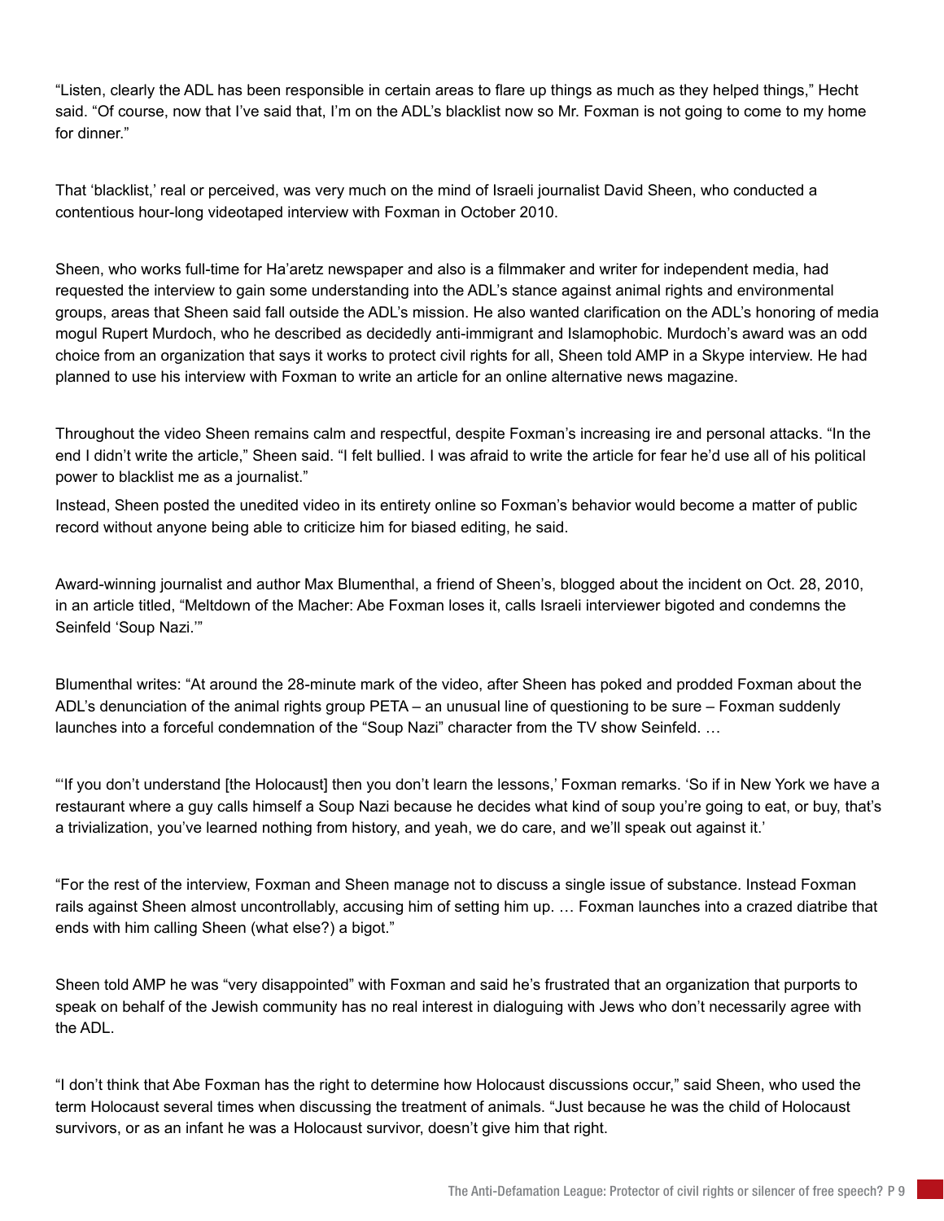"Listen, clearly the ADL has been responsible in certain areas to flare up things as much as they helped things," Hecht said. "Of course, now that I've said that, I'm on the ADL's blacklist now so Mr. Foxman is not going to come to my home for dinner."

That 'blacklist,' real or perceived, was very much on the mind of Israeli journalist David Sheen, who conducted a contentious hour-long videotaped interview with Foxman in October 2010.

Sheen, who works full-time for Ha'aretz newspaper and also is a filmmaker and writer for independent media, had requested the interview to gain some understanding into the ADL's stance against animal rights and environmental groups, areas that Sheen said fall outside the ADL's mission. He also wanted clarification on the ADL's honoring of media mogul Rupert Murdoch, who he described as decidedly anti-immigrant and Islamophobic. Murdoch's award was an odd choice from an organization that says it works to protect civil rights for all, Sheen told AMP in a Skype interview. He had planned to use his interview with Foxman to write an article for an online alternative news magazine.

Throughout the video Sheen remains calm and respectful, despite Foxman's increasing ire and personal attacks. "In the end I didn't write the article," Sheen said. "I felt bullied. I was afraid to write the article for fear he'd use all of his political power to blacklist me as a journalist."

Instead, Sheen posted the unedited video in its entirety online so Foxman's behavior would become a matter of public record without anyone being able to criticize him for biased editing, he said.

Award-winning journalist and author Max Blumenthal, a friend of Sheen's, blogged about the incident on Oct. 28, 2010, in an article titled, "Meltdown of the Macher: Abe Foxman loses it, calls Israeli interviewer bigoted and condemns the Seinfeld 'Soup Nazi.'"

Blumenthal writes: "At around the 28-minute mark of the video, after Sheen has poked and prodded Foxman about the ADL's denunciation of the animal rights group PETA – an unusual line of questioning to be sure – Foxman suddenly launches into a forceful condemnation of the "Soup Nazi" character from the TV show Seinfeld. …

"'If you don't understand [the Holocaust] then you don't learn the lessons,' Foxman remarks. 'So if in New York we have a restaurant where a guy calls himself a Soup Nazi because he decides what kind of soup you're going to eat, or buy, that's a trivialization, you've learned nothing from history, and yeah, we do care, and we'll speak out against it.'

"For the rest of the interview, Foxman and Sheen manage not to discuss a single issue of substance. Instead Foxman rails against Sheen almost uncontrollably, accusing him of setting him up. … Foxman launches into a crazed diatribe that ends with him calling Sheen (what else?) a bigot."

Sheen told AMP he was "very disappointed" with Foxman and said he's frustrated that an organization that purports to speak on behalf of the Jewish community has no real interest in dialoguing with Jews who don't necessarily agree with the ADL.

"I don't think that Abe Foxman has the right to determine how Holocaust discussions occur," said Sheen, who used the term Holocaust several times when discussing the treatment of animals. "Just because he was the child of Holocaust survivors, or as an infant he was a Holocaust survivor, doesn't give him that right.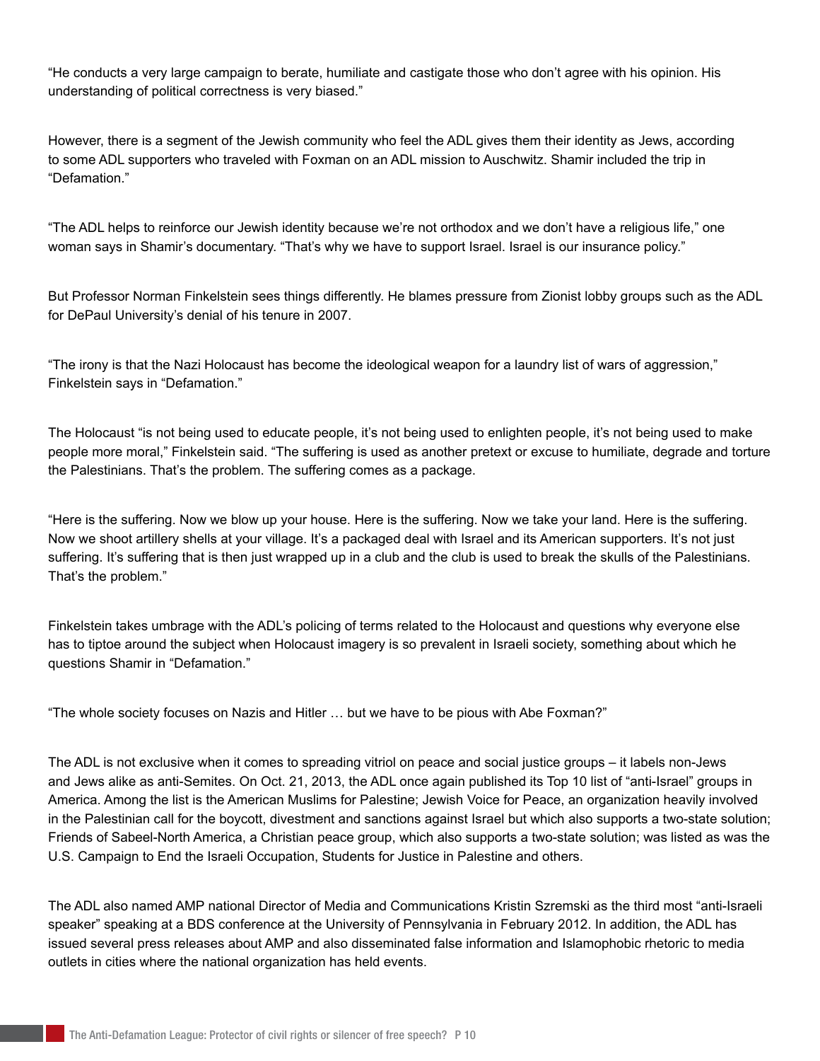"He conducts a very large campaign to berate, humiliate and castigate those who don't agree with his opinion. His understanding of political correctness is very biased."

However, there is a segment of the Jewish community who feel the ADL gives them their identity as Jews, according to some ADL supporters who traveled with Foxman on an ADL mission to Auschwitz. Shamir included the trip in "Defamation."

"The ADL helps to reinforce our Jewish identity because we're not orthodox and we don't have a religious life," one woman says in Shamir's documentary. "That's why we have to support Israel. Israel is our insurance policy."

But Professor Norman Finkelstein sees things differently. He blames pressure from Zionist lobby groups such as the ADL for DePaul University's denial of his tenure in 2007.

"The irony is that the Nazi Holocaust has become the ideological weapon for a laundry list of wars of aggression," Finkelstein says in "Defamation."

The Holocaust "is not being used to educate people, it's not being used to enlighten people, it's not being used to make people more moral," Finkelstein said. "The suffering is used as another pretext or excuse to humiliate, degrade and torture the Palestinians. That's the problem. The suffering comes as a package.

"Here is the suffering. Now we blow up your house. Here is the suffering. Now we take your land. Here is the suffering. Now we shoot artillery shells at your village. It's a packaged deal with Israel and its American supporters. It's not just suffering. It's suffering that is then just wrapped up in a club and the club is used to break the skulls of the Palestinians. That's the problem."

Finkelstein takes umbrage with the ADL's policing of terms related to the Holocaust and questions why everyone else has to tiptoe around the subject when Holocaust imagery is so prevalent in Israeli society, something about which he questions Shamir in "Defamation."

"The whole society focuses on Nazis and Hitler … but we have to be pious with Abe Foxman?"

The ADL is not exclusive when it comes to spreading vitriol on peace and social justice groups – it labels non-Jews and Jews alike as anti-Semites. On Oct. 21, 2013, the ADL once again published its Top 10 list of "anti-Israel" groups in America. Among the list is the American Muslims for Palestine; Jewish Voice for Peace, an organization heavily involved in the Palestinian call for the boycott, divestment and sanctions against Israel but which also supports a two-state solution; Friends of Sabeel-North America, a Christian peace group, which also supports a two-state solution; was listed as was the U.S. Campaign to End the Israeli Occupation, Students for Justice in Palestine and others.

The ADL also named AMP national Director of Media and Communications Kristin Szremski as the third most "anti-Israeli speaker" speaking at a BDS conference at the University of Pennsylvania in February 2012. In addition, the ADL has issued several press releases about AMP and also disseminated false information and Islamophobic rhetoric to media outlets in cities where the national organization has held events.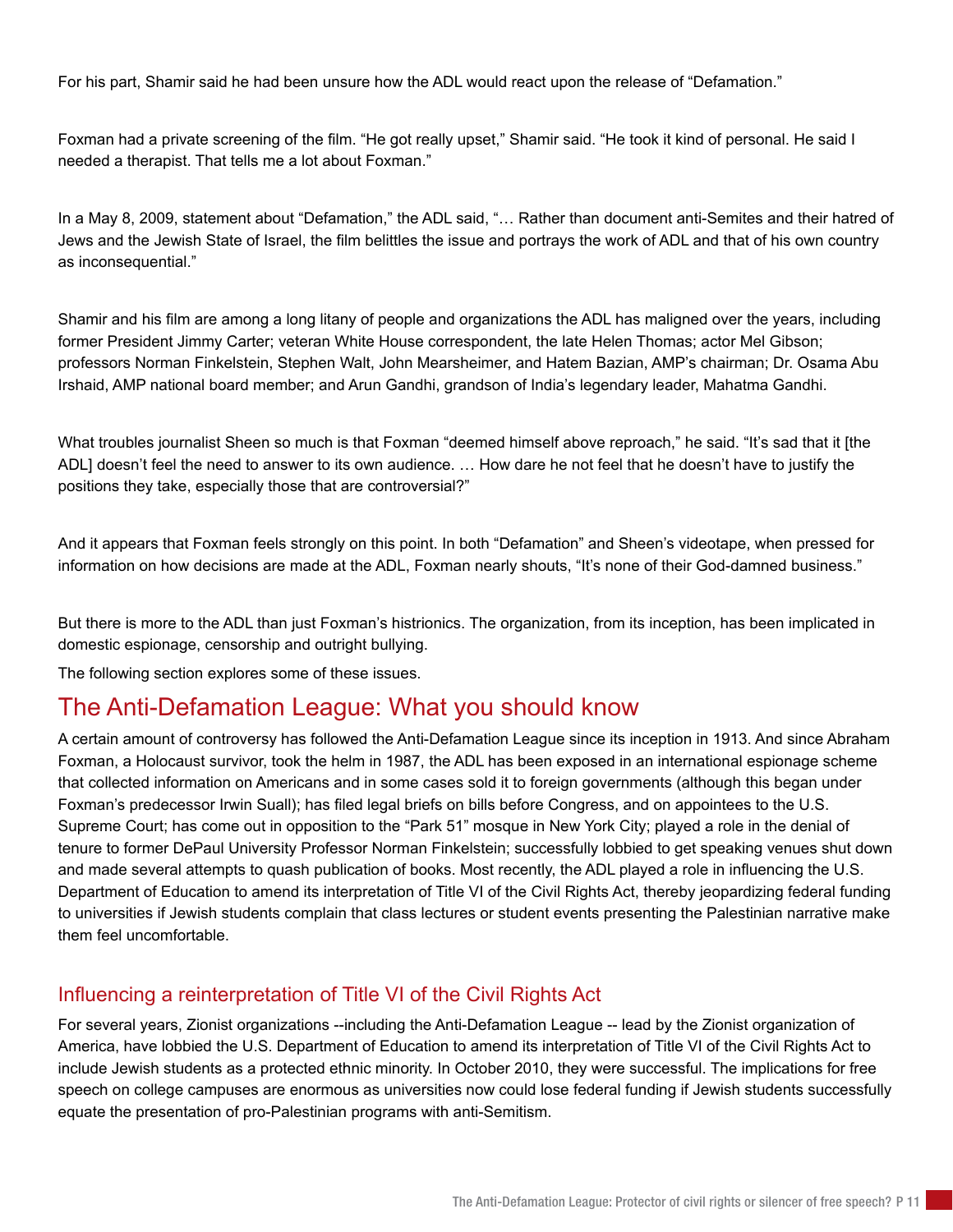For his part, Shamir said he had been unsure how the ADL would react upon the release of "Defamation."

Foxman had a private screening of the film. "He got really upset," Shamir said. "He took it kind of personal. He said I needed a therapist. That tells me a lot about Foxman."

In a May 8, 2009, statement about "Defamation," the ADL said, "… Rather than document anti-Semites and their hatred of Jews and the Jewish State of Israel, the film belittles the issue and portrays the work of ADL and that of his own country as inconsequential."

Shamir and his film are among a long litany of people and organizations the ADL has maligned over the years, including former President Jimmy Carter; veteran White House correspondent, the late Helen Thomas; actor Mel Gibson; professors Norman Finkelstein, Stephen Walt, John Mearsheimer, and Hatem Bazian, AMP's chairman; Dr. Osama Abu Irshaid, AMP national board member; and Arun Gandhi, grandson of India's legendary leader, Mahatma Gandhi.

What troubles journalist Sheen so much is that Foxman "deemed himself above reproach," he said. "It's sad that it [the ADL] doesn't feel the need to answer to its own audience. … How dare he not feel that he doesn't have to justify the positions they take, especially those that are controversial?"

And it appears that Foxman feels strongly on this point. In both "Defamation" and Sheen's videotape, when pressed for information on how decisions are made at the ADL, Foxman nearly shouts, "It's none of their God-damned business."

But there is more to the ADL than just Foxman's histrionics. The organization, from its inception, has been implicated in domestic espionage, censorship and outright bullying.

The following section explores some of these issues.

## The Anti-Defamation League: What you should know

A certain amount of controversy has followed the Anti-Defamation League since its inception in 1913. And since Abraham Foxman, a Holocaust survivor, took the helm in 1987, the ADL has been exposed in an international espionage scheme that collected information on Americans and in some cases sold it to foreign governments (although this began under Foxman's predecessor Irwin Suall); has filed legal briefs on bills before Congress, and on appointees to the U.S. Supreme Court; has come out in opposition to the "Park 51" mosque in New York City; played a role in the denial of tenure to former DePaul University Professor Norman Finkelstein; successfully lobbied to get speaking venues shut down and made several attempts to quash publication of books. Most recently, the ADL played a role in influencing the U.S. Department of Education to amend its interpretation of Title VI of the Civil Rights Act, thereby jeopardizing federal funding to universities if Jewish students complain that class lectures or student events presenting the Palestinian narrative make them feel uncomfortable.

### Influencing a reinterpretation of Title VI of the Civil Rights Act

For several years, Zionist organizations --including the Anti-Defamation League -- lead by the Zionist organization of America, have lobbied the U.S. Department of Education to amend its interpretation of Title VI of the Civil Rights Act to include Jewish students as a protected ethnic minority. In October 2010, they were successful. The implications for free speech on college campuses are enormous as universities now could lose federal funding if Jewish students successfully equate the presentation of pro-Palestinian programs with anti-Semitism.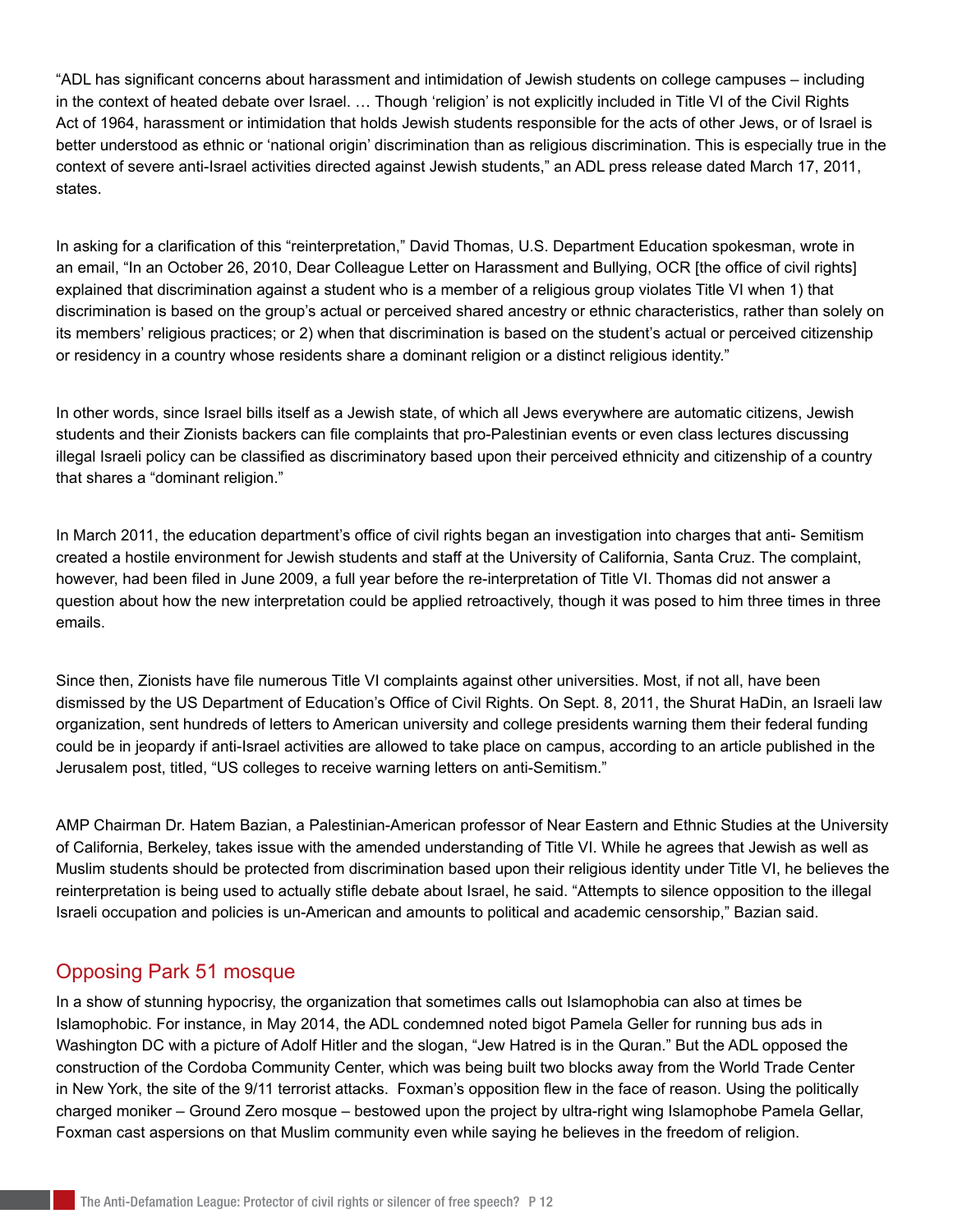"ADL has significant concerns about harassment and intimidation of Jewish students on college campuses – including in the context of heated debate over Israel. … Though 'religion' is not explicitly included in Title VI of the Civil Rights Act of 1964, harassment or intimidation that holds Jewish students responsible for the acts of other Jews, or of Israel is better understood as ethnic or 'national origin' discrimination than as religious discrimination. This is especially true in the context of severe anti-Israel activities directed against Jewish students," an ADL press release dated March 17, 2011, states.

In asking for a clarification of this "reinterpretation," David Thomas, U.S. Department Education spokesman, wrote in an email, "In an October 26, 2010, Dear Colleague Letter on Harassment and Bullying, OCR [the office of civil rights] explained that discrimination against a student who is a member of a religious group violates Title VI when 1) that discrimination is based on the group's actual or perceived shared ancestry or ethnic characteristics, rather than solely on its members' religious practices; or 2) when that discrimination is based on the student's actual or perceived citizenship or residency in a country whose residents share a dominant religion or a distinct religious identity."

In other words, since Israel bills itself as a Jewish state, of which all Jews everywhere are automatic citizens, Jewish students and their Zionists backers can file complaints that pro-Palestinian events or even class lectures discussing illegal Israeli policy can be classified as discriminatory based upon their perceived ethnicity and citizenship of a country that shares a "dominant religion."

In March 2011, the education department's office of civil rights began an investigation into charges that anti- Semitism created a hostile environment for Jewish students and staff at the University of California, Santa Cruz. The complaint, however, had been filed in June 2009, a full year before the re-interpretation of Title VI. Thomas did not answer a question about how the new interpretation could be applied retroactively, though it was posed to him three times in three emails.

Since then, Zionists have file numerous Title VI complaints against other universities. Most, if not all, have been dismissed by the US Department of Education's Office of Civil Rights. On Sept. 8, 2011, the Shurat HaDin, an Israeli law organization, sent hundreds of letters to American university and college presidents warning them their federal funding could be in jeopardy if anti-Israel activities are allowed to take place on campus, according to an article published in the Jerusalem post, titled, "US colleges to receive warning letters on anti-Semitism."

AMP Chairman Dr. Hatem Bazian, a Palestinian-American professor of Near Eastern and Ethnic Studies at the University of California, Berkeley, takes issue with the amended understanding of Title VI. While he agrees that Jewish as well as Muslim students should be protected from discrimination based upon their religious identity under Title VI, he believes the reinterpretation is being used to actually stifle debate about Israel, he said. "Attempts to silence opposition to the illegal Israeli occupation and policies is un-American and amounts to political and academic censorship," Bazian said.

## Opposing Park 51 mosque

In a show of stunning hypocrisy, the organization that sometimes calls out Islamophobia can also at times be Islamophobic. For instance, in May 2014, the ADL condemned noted bigot Pamela Geller for running bus ads in Washington DC with a picture of Adolf Hitler and the slogan, "Jew Hatred is in the Quran." But the ADL opposed the construction of the Cordoba Community Center, which was being built two blocks away from the World Trade Center in New York, the site of the 9/11 terrorist attacks. Foxman's opposition flew in the face of reason. Using the politically charged moniker – Ground Zero mosque – bestowed upon the project by ultra-right wing Islamophobe Pamela Gellar, Foxman cast aspersions on that Muslim community even while saying he believes in the freedom of religion.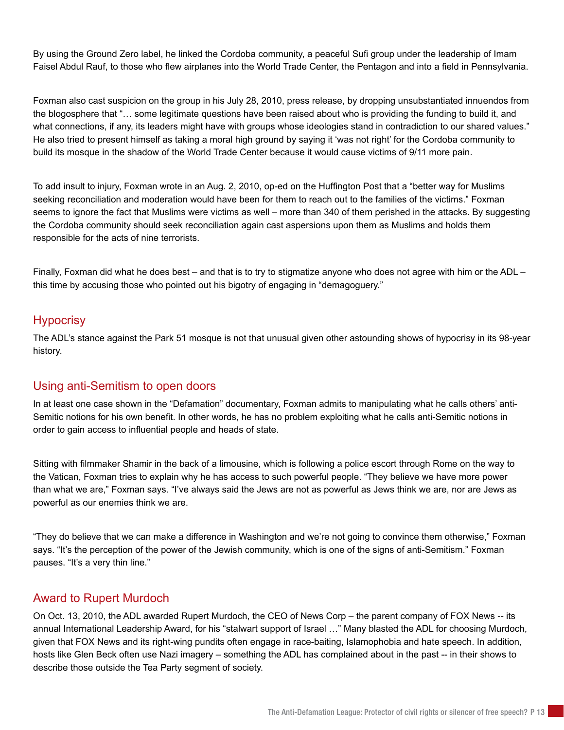By using the Ground Zero label, he linked the Cordoba community, a peaceful Sufi group under the leadership of Imam Faisel Abdul Rauf, to those who flew airplanes into the World Trade Center, the Pentagon and into a field in Pennsylvania.

Foxman also cast suspicion on the group in his July 28, 2010, press release, by dropping unsubstantiated innuendos from the blogosphere that "… some legitimate questions have been raised about who is providing the funding to build it, and what connections, if any, its leaders might have with groups whose ideologies stand in contradiction to our shared values." He also tried to present himself as taking a moral high ground by saying it 'was not right' for the Cordoba community to build its mosque in the shadow of the World Trade Center because it would cause victims of 9/11 more pain.

To add insult to injury, Foxman wrote in an Aug. 2, 2010, op-ed on the Huffington Post that a "better way for Muslims seeking reconciliation and moderation would have been for them to reach out to the families of the victims." Foxman seems to ignore the fact that Muslims were victims as well – more than 340 of them perished in the attacks. By suggesting the Cordoba community should seek reconciliation again cast aspersions upon them as Muslims and holds them responsible for the acts of nine terrorists.

Finally, Foxman did what he does best – and that is to try to stigmatize anyone who does not agree with him or the ADL – this time by accusing those who pointed out his bigotry of engaging in "demagoguery."

## Hypocrisy

The ADL's stance against the Park 51 mosque is not that unusual given other astounding shows of hypocrisy in its 98-year history.

## Using anti-Semitism to open doors

In at least one case shown in the "Defamation" documentary, Foxman admits to manipulating what he calls others' anti-Semitic notions for his own benefit. In other words, he has no problem exploiting what he calls anti-Semitic notions in order to gain access to influential people and heads of state.

Sitting with filmmaker Shamir in the back of a limousine, which is following a police escort through Rome on the way to the Vatican, Foxman tries to explain why he has access to such powerful people. "They believe we have more power than what we are," Foxman says. "I've always said the Jews are not as powerful as Jews think we are, nor are Jews as powerful as our enemies think we are.

"They do believe that we can make a difference in Washington and we're not going to convince them otherwise," Foxman says. "It's the perception of the power of the Jewish community, which is one of the signs of anti-Semitism." Foxman pauses. "It's a very thin line."

## Award to Rupert Murdoch

On Oct. 13, 2010, the ADL awarded Rupert Murdoch, the CEO of News Corp – the parent company of FOX News -- its annual International Leadership Award, for his "stalwart support of Israel …" Many blasted the ADL for choosing Murdoch, given that FOX News and its right-wing pundits often engage in race-baiting, Islamophobia and hate speech. In addition, hosts like Glen Beck often use Nazi imagery – something the ADL has complained about in the past -- in their shows to describe those outside the Tea Party segment of society.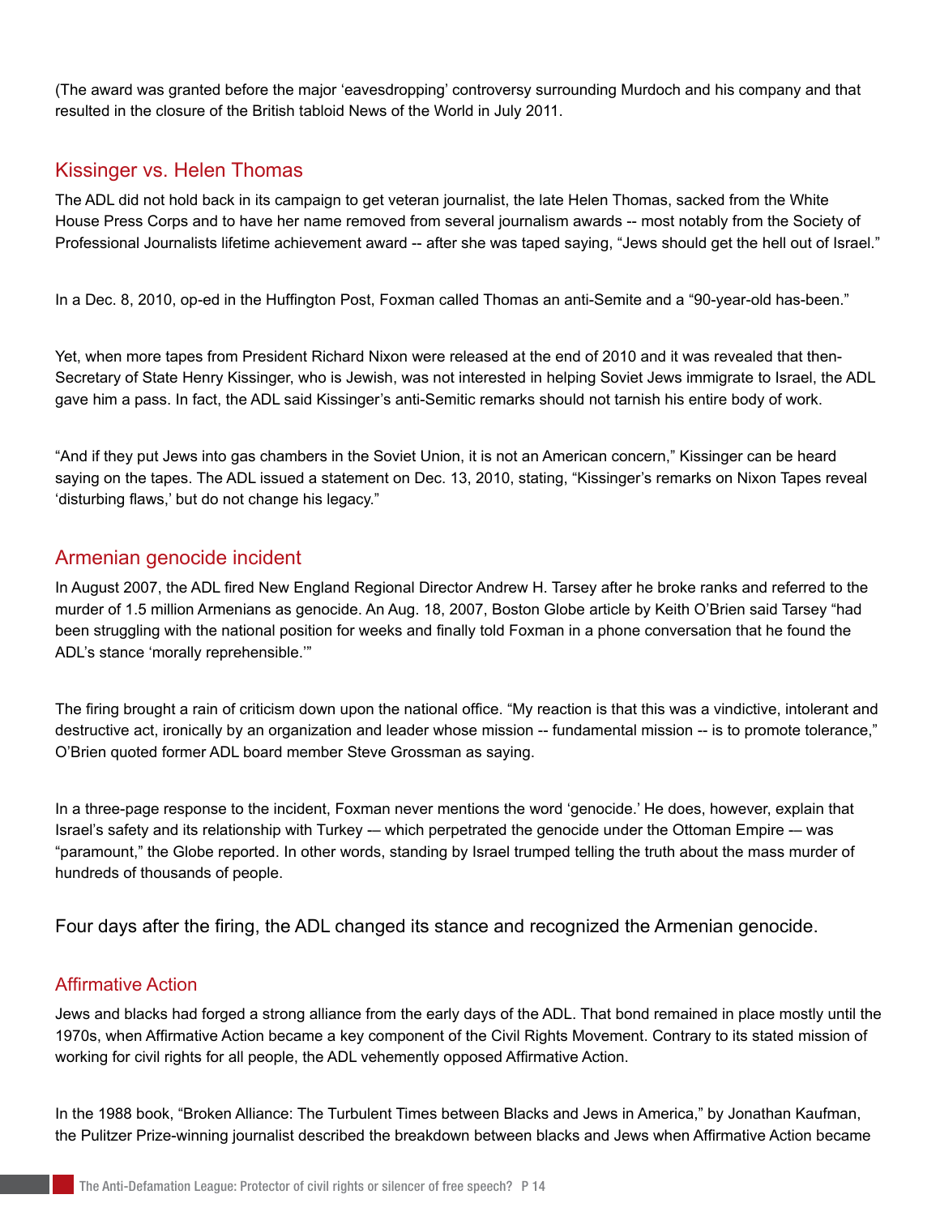(The award was granted before the major 'eavesdropping' controversy surrounding Murdoch and his company and that resulted in the closure of the British tabloid News of the World in July 2011.

## Kissinger vs. Helen Thomas

The ADL did not hold back in its campaign to get veteran journalist, the late Helen Thomas, sacked from the White House Press Corps and to have her name removed from several journalism awards -- most notably from the Society of Professional Journalists lifetime achievement award -- after she was taped saying, "Jews should get the hell out of Israel."

In a Dec. 8, 2010, op-ed in the Huffington Post, Foxman called Thomas an anti-Semite and a "90-year-old has-been."

Yet, when more tapes from President Richard Nixon were released at the end of 2010 and it was revealed that then-Secretary of State Henry Kissinger, who is Jewish, was not interested in helping Soviet Jews immigrate to Israel, the ADL gave him a pass. In fact, the ADL said Kissinger's anti-Semitic remarks should not tarnish his entire body of work.

"And if they put Jews into gas chambers in the Soviet Union, it is not an American concern," Kissinger can be heard saying on the tapes. The ADL issued a statement on Dec. 13, 2010, stating, "Kissinger's remarks on Nixon Tapes reveal 'disturbing flaws,' but do not change his legacy."

## Armenian genocide incident

In August 2007, the ADL fired New England Regional Director Andrew H. Tarsey after he broke ranks and referred to the murder of 1.5 million Armenians as genocide. An Aug. 18, 2007, Boston Globe article by Keith O'Brien said Tarsey "had been struggling with the national position for weeks and finally told Foxman in a phone conversation that he found the ADL's stance 'morally reprehensible.'"

The firing brought a rain of criticism down upon the national office. "My reaction is that this was a vindictive, intolerant and destructive act, ironically by an organization and leader whose mission -- fundamental mission -- is to promote tolerance," O'Brien quoted former ADL board member Steve Grossman as saying.

In a three-page response to the incident, Foxman never mentions the word 'genocide.' He does, however, explain that Israel's safety and its relationship with Turkey -– which perpetrated the genocide under the Ottoman Empire -– was "paramount," the Globe reported. In other words, standing by Israel trumped telling the truth about the mass murder of hundreds of thousands of people.

Four days after the firing, the ADL changed its stance and recognized the Armenian genocide.

## Affirmative Action

Jews and blacks had forged a strong alliance from the early days of the ADL. That bond remained in place mostly until the 1970s, when Affirmative Action became a key component of the Civil Rights Movement. Contrary to its stated mission of working for civil rights for all people, the ADL vehemently opposed Affirmative Action.

In the 1988 book, "Broken Alliance: The Turbulent Times between Blacks and Jews in America," by Jonathan Kaufman, the Pulitzer Prize-winning journalist described the breakdown between blacks and Jews when Affirmative Action became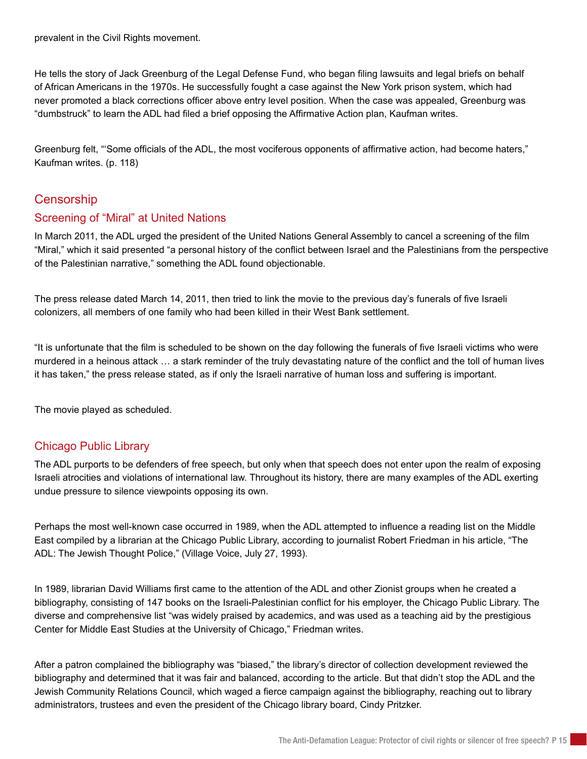prevalent in the Civil Rights movement.

He tells the story of Jack Greenburg of the Legal Defense Fund, who began filing lawsuits and legal briefs on behalf of African Americans in the 1970s. He successfully fought a case against the New York prison system, which had never promoted a black corrections officer above entry level position. When the case was appealed, Greenburg was "dumbstruck" to learn the ADL had filed a brief opposing the Affirmative Action plan, Kaufman writes.

Greenburg felt, "'Some officials of the ADL, the most vociferous opponents of affirmative action, had become haters," Kaufman writes. (p. 118)

## Censorship

### Screening of "Miral" at United Nations

In March 2011, the ADL urged the president of the United Nations General Assembly to cancel a screening of the film "Miral," which it said presented "a personal history of the conflict between Israel and the Palestinians from the perspective of the Palestinian narrative," something the ADL found objectionable.

The press release dated March 14, 2011, then tried to link the movie to the previous day's funerals of five Israeli colonizers, all members of one family who had been killed in their West Bank settlement.

"It is unfortunate that the film is scheduled to be shown on the day following the funerals of five Israeli victims who were murdered in a heinous attack … a stark reminder of the truly devastating nature of the conflict and the toll of human lives it has taken," the press release stated, as if only the Israeli narrative of human loss and suffering is important.

The movie played as scheduled.

### Chicago Public Library

The ADL purports to be defenders of free speech, but only when that speech does not enter upon the realm of exposing Israeli atrocities and violations of international law. Throughout its history, there are many examples of the ADL exerting undue pressure to silence viewpoints opposing its own.

Perhaps the most well-known case occurred in 1989, when the ADL attempted to influence a reading list on the Middle East compiled by a librarian at the Chicago Public Library, according to journalist Robert Friedman in his article, "The ADL: The Jewish Thought Police," (Village Voice, July 27, 1993).

In 1989, librarian David Williams first came to the attention of the ADL and other Zionist groups when he created a bibliography, consisting of 147 books on the Israeli-Palestinian conflict for his employer, the Chicago Public Library. The diverse and comprehensive list "was widely praised by academics, and was used as a teaching aid by the prestigious Center for Middle East Studies at the University of Chicago," Friedman writes.

After a patron complained the bibliography was "biased," the library's director of collection development reviewed the bibliography and determined that it was fair and balanced, according to the article. But that didn't stop the ADL and the Jewish Community Relations Council, which waged a fierce campaign against the bibliography, reaching out to library administrators, trustees and even the president of the Chicago library board, Cindy Pritzker.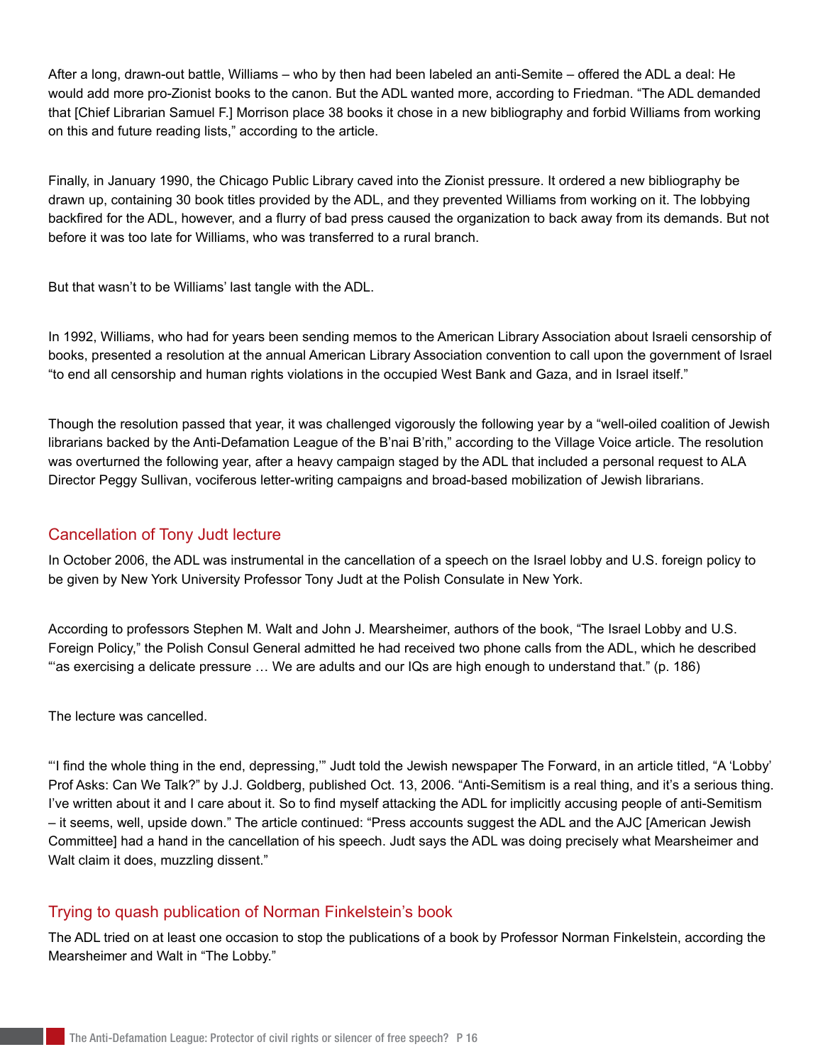After a long, drawn-out battle, Williams – who by then had been labeled an anti-Semite – offered the ADL a deal: He would add more pro-Zionist books to the canon. But the ADL wanted more, according to Friedman. “The ADL demanded that [Chief Librarian Samuel F.] Morrison place 38 books it chose in a new bibliography and forbid Williams from working on this and future reading lists,” according to the article.

Finally, in January 1990, the Chicago Public Library caved into the Zionist pressure. It ordered a new bibliography be drawn up, containing 30 book titles provided by the ADL, and they prevented Williams from working on it. The lobbying backfired for the ADL, however, and a flurry of bad press caused the organization to back away from its demands. But not before it was too late for Williams, who was transferred to a rural branch.

But that wasn’t to be Williams’ last tangle with the ADL.

In 1992, Williams, who had for years been sending memos to the American Library Association about Israeli censorship of books, presented a resolution at the annual American Library Association convention to call upon the government of Israel “to end all censorship and human rights violations in the occupied West Bank and Gaza, and in Israel itself.”

Though the resolution passed that year, it was challenged vigorously the following year by a “well-oiled coalition of Jewish librarians backed by the Anti-Defamation League of the B’nai B’rith,” according to the Village Voice article. The resolution was overturned the following year, after a heavy campaign staged by the ADL that included a personal request to ALA Director Peggy Sullivan, vociferous letter-writing campaigns and broad-based mobilization of Jewish librarians.

## Cancellation of Tony Judt lecture

In October 2006, the ADL was instrumental in the cancellation of a speech on the Israel lobby and U.S. foreign policy to be given by New York University Professor Tony Judt at the Polish Consulate in New York.

According to professors Stephen M. Walt and John J. Mearsheimer, authors of the book, “The Israel Lobby and U.S. Foreign Policy,” the Polish Consul General admitted he had received two phone calls from the ADL, which he described “‘as exercising a delicate pressure … We are adults and our IQs are high enough to understand that.” (p. 186)

The lecture was cancelled.

“‘I find the whole thing in the end, depressing,’” Judt told the Jewish newspaper The Forward, in an article titled, “A ‘Lobby’ Prof Asks: Can We Talk?” by J.J. Goldberg, published Oct. 13, 2006. “Anti-Semitism is a real thing, and it’s a serious thing. I’ve written about it and I care about it. So to find myself attacking the ADL for implicitly accusing people of anti-Semitism – it seems, well, upside down.” The article continued: “Press accounts suggest the ADL and the AJC [American Jewish Committee] had a hand in the cancellation of his speech. Judt says the ADL was doing precisely what Mearsheimer and Walt claim it does, muzzling dissent.”

## Trying to quash publication of Norman Finkelstein’s book

The ADL tried on at least one occasion to stop the publications of a book by Professor Norman Finkelstein, according the Mearsheimer and Walt in “The Lobby.”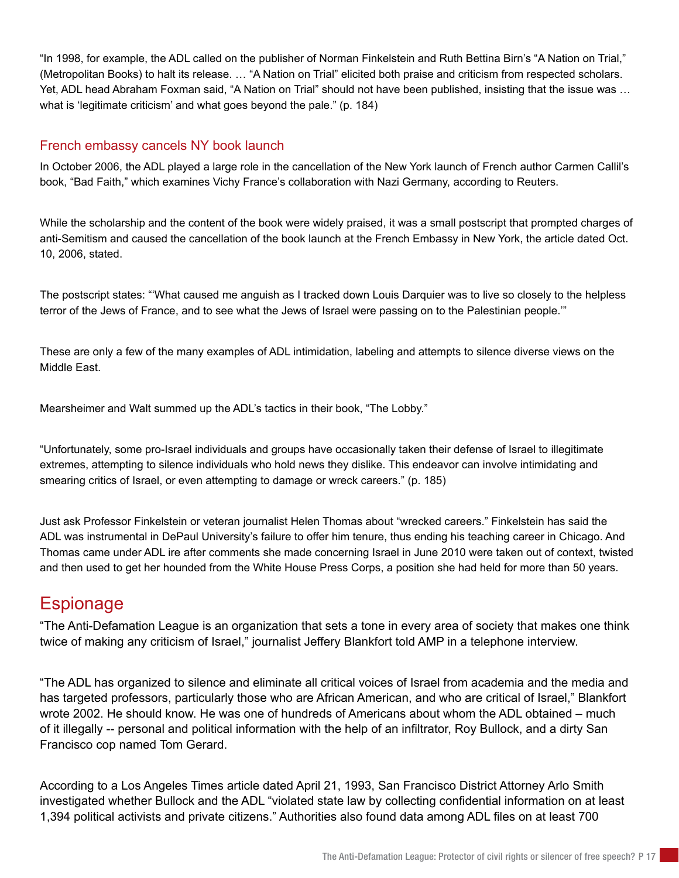"In 1998, for example, the ADL called on the publisher of Norman Finkelstein and Ruth Bettina Birn's "A Nation on Trial," (Metropolitan Books) to halt its release. … "A Nation on Trial" elicited both praise and criticism from respected scholars. Yet, ADL head Abraham Foxman said, "A Nation on Trial" should not have been published, insisting that the issue was … what is 'legitimate criticism' and what goes beyond the pale." (p. 184)

### French embassy cancels NY book launch

In October 2006, the ADL played a large role in the cancellation of the New York launch of French author Carmen Callil's book, "Bad Faith," which examines Vichy France's collaboration with Nazi Germany, according to Reuters.

While the scholarship and the content of the book were widely praised, it was a small postscript that prompted charges of anti-Semitism and caused the cancellation of the book launch at the French Embassy in New York, the article dated Oct. 10, 2006, stated.

The postscript states: "'What caused me anguish as I tracked down Louis Darquier was to live so closely to the helpless terror of the Jews of France, and to see what the Jews of Israel were passing on to the Palestinian people.'"

These are only a few of the many examples of ADL intimidation, labeling and attempts to silence diverse views on the Middle East.

Mearsheimer and Walt summed up the ADL's tactics in their book, "The Lobby."

"Unfortunately, some pro-Israel individuals and groups have occasionally taken their defense of Israel to illegitimate extremes, attempting to silence individuals who hold news they dislike. This endeavor can involve intimidating and smearing critics of Israel, or even attempting to damage or wreck careers." (p. 185)

Just ask Professor Finkelstein or veteran journalist Helen Thomas about "wrecked careers." Finkelstein has said the ADL was instrumental in DePaul University's failure to offer him tenure, thus ending his teaching career in Chicago. And Thomas came under ADL ire after comments she made concerning Israel in June 2010 were taken out of context, twisted and then used to get her hounded from the White House Press Corps, a position she had held for more than 50 years.

## Espionage

"The Anti-Defamation League is an organization that sets a tone in every area of society that makes one think twice of making any criticism of Israel," journalist Jeffery Blankfort told AMP in a telephone interview.

"The ADL has organized to silence and eliminate all critical voices of Israel from academia and the media and has targeted professors, particularly those who are African American, and who are critical of Israel," Blankfort wrote 2002. He should know. He was one of hundreds of Americans about whom the ADL obtained – much of it illegally -- personal and political information with the help of an infiltrator, Roy Bullock, and a dirty San Francisco cop named Tom Gerard.

According to a Los Angeles Times article dated April 21, 1993, San Francisco District Attorney Arlo Smith investigated whether Bullock and the ADL "violated state law by collecting confidential information on at least 1,394 political activists and private citizens." Authorities also found data among ADL files on at least 700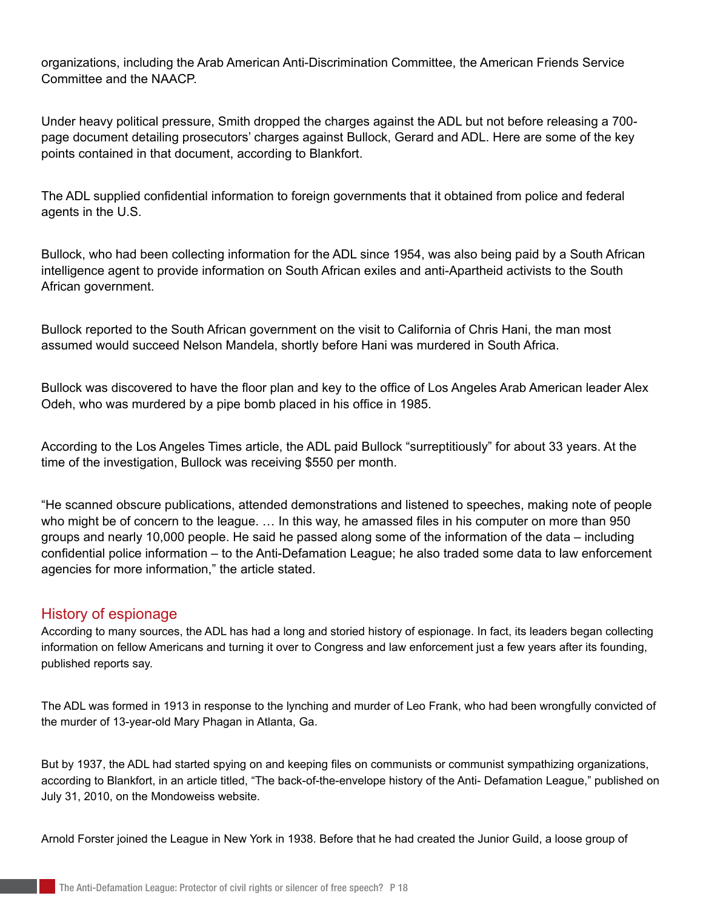organizations, including the Arab American Anti-Discrimination Committee, the American Friends Service Committee and the NAACP.

Under heavy political pressure, Smith dropped the charges against the ADL but not before releasing a 700-page document detailing prosecutors' charges against Bullock, Gerard and ADL. Here are some of the key points contained in that document, according to Blankfort.

The ADL supplied confidential information to foreign governments that it obtained from police and federal agents in the U.S.

Bullock, who had been collecting information for the ADL since 1954, was also being paid by a South African intelligence agent to provide information on South African exiles and anti-Apartheid activists to the South African government.

Bullock reported to the South African government on the visit to California of Chris Hani, the man most assumed would succeed Nelson Mandela, shortly before Hani was murdered in South Africa.

Bullock was discovered to have the floor plan and key to the office of Los Angeles Arab American leader Alex Odeh, who was murdered by a pipe bomb placed in his office in 1985.

According to the Los Angeles Times article, the ADL paid Bullock "surreptitiously" for about 33 years. At the time of the investigation, Bullock was receiving $550 per month.

"He scanned obscure publications, attended demonstrations and listened to speeches, making note of people who might be of concern to the league. … In this way, he amassed files in his computer on more than 950 groups and nearly 10,000 people. He said he passed along some of the information of the data – including confidential police information – to the Anti-Defamation League; he also traded some data to law enforcement agencies for more information," the article stated.

## History of espionage

According to many sources, the ADL has had a long and storied history of espionage. In fact, its leaders began collecting information on fellow Americans and turning it over to Congress and law enforcement just a few years after its founding, published reports say.

The ADL was formed in 1913 in response to the lynching and murder of Leo Frank, who had been wrongfully convicted of the murder of 13-year-old Mary Phagan in Atlanta, Ga.

But by 1937, the ADL had started spying on and keeping files on communists or communist sympathizing organizations, according to Blankfort, in an article titled, "The back-of-the-envelope history of the Anti- Defamation League," published on July 31, 2010, on the Mondoweiss website.

Arnold Forster joined the League in New York in 1938. Before that he had created the Junior Guild, a loose group of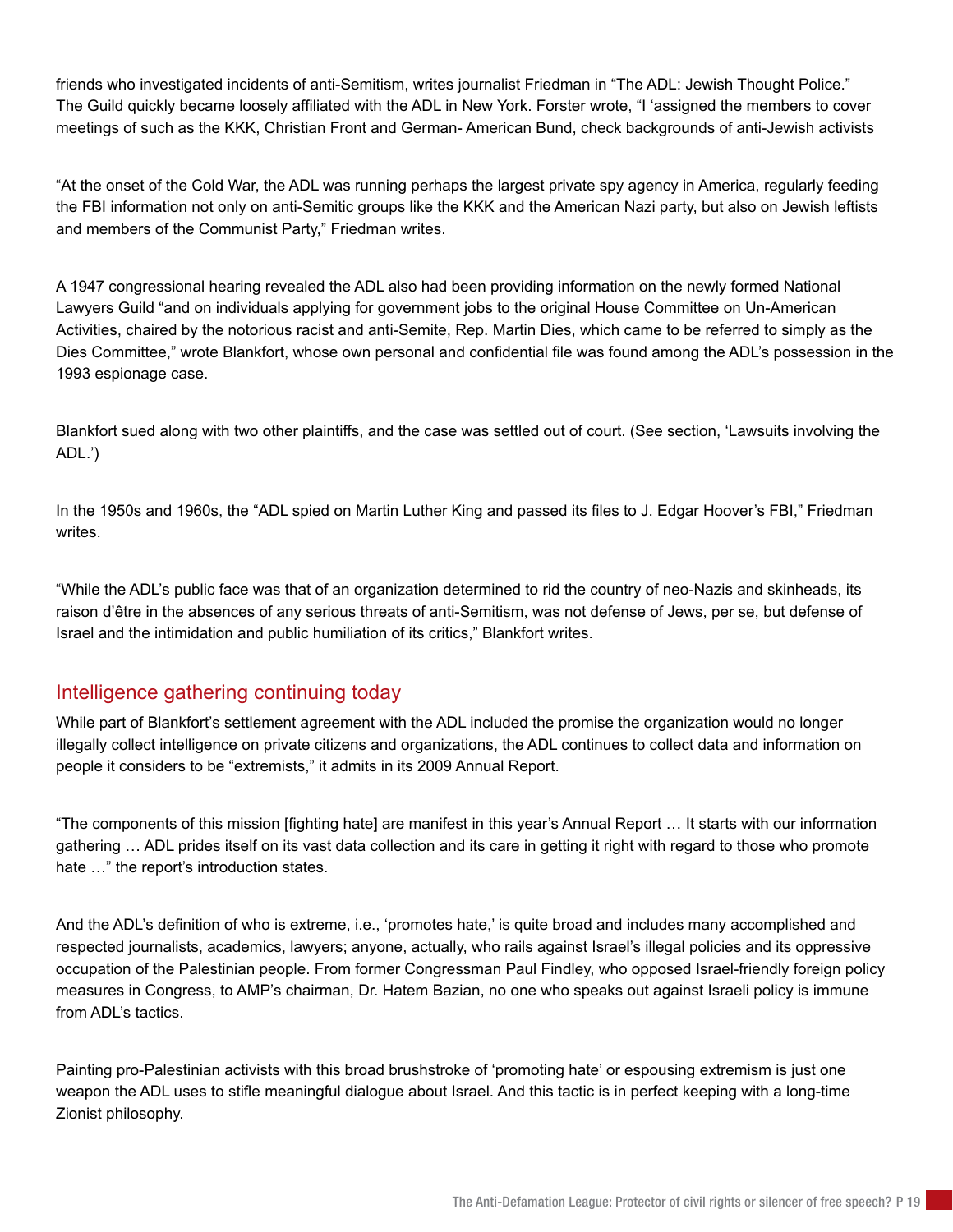friends who investigated incidents of anti-Semitism, writes journalist Friedman in "The ADL: Jewish Thought Police." The Guild quickly became loosely affiliated with the ADL in New York. Forster wrote, "I 'assigned the members to cover meetings of such as the KKK, Christian Front and German- American Bund, check backgrounds of anti-Jewish activists

"At the onset of the Cold War, the ADL was running perhaps the largest private spy agency in America, regularly feeding the FBI information not only on anti-Semitic groups like the KKK and the American Nazi party, but also on Jewish leftists and members of the Communist Party," Friedman writes.

A 1947 congressional hearing revealed the ADL also had been providing information on the newly formed National Lawyers Guild "and on individuals applying for government jobs to the original House Committee on Un-American Activities, chaired by the notorious racist and anti-Semite, Rep. Martin Dies, which came to be referred to simply as the Dies Committee," wrote Blankfort, whose own personal and confidential file was found among the ADL's possession in the 1993 espionage case.

Blankfort sued along with two other plaintiffs, and the case was settled out of court. (See section, 'Lawsuits involving the ADL.')

In the 1950s and 1960s, the "ADL spied on Martin Luther King and passed its files to J. Edgar Hoover's FBI," Friedman writes.

"While the ADL's public face was that of an organization determined to rid the country of neo-Nazis and skinheads, its raison d'être in the absences of any serious threats of anti-Semitism, was not defense of Jews, per se, but defense of Israel and the intimidation and public humiliation of its critics," Blankfort writes.

## Intelligence gathering continuing today

While part of Blankfort's settlement agreement with the ADL included the promise the organization would no longer illegally collect intelligence on private citizens and organizations, the ADL continues to collect data and information on people it considers to be "extremists," it admits in its 2009 Annual Report.

"The components of this mission [fighting hate] are manifest in this year's Annual Report … It starts with our information gathering … ADL prides itself on its vast data collection and its care in getting it right with regard to those who promote hate …" the report's introduction states.

And the ADL's definition of who is extreme, i.e., 'promotes hate,' is quite broad and includes many accomplished and respected journalists, academics, lawyers; anyone, actually, who rails against Israel's illegal policies and its oppressive occupation of the Palestinian people. From former Congressman Paul Findley, who opposed Israel-friendly foreign policy measures in Congress, to AMP's chairman, Dr. Hatem Bazian, no one who speaks out against Israeli policy is immune from ADL's tactics.

Painting pro-Palestinian activists with this broad brushstroke of 'promoting hate' or espousing extremism is just one weapon the ADL uses to stifle meaningful dialogue about Israel. And this tactic is in perfect keeping with a long-time Zionist philosophy.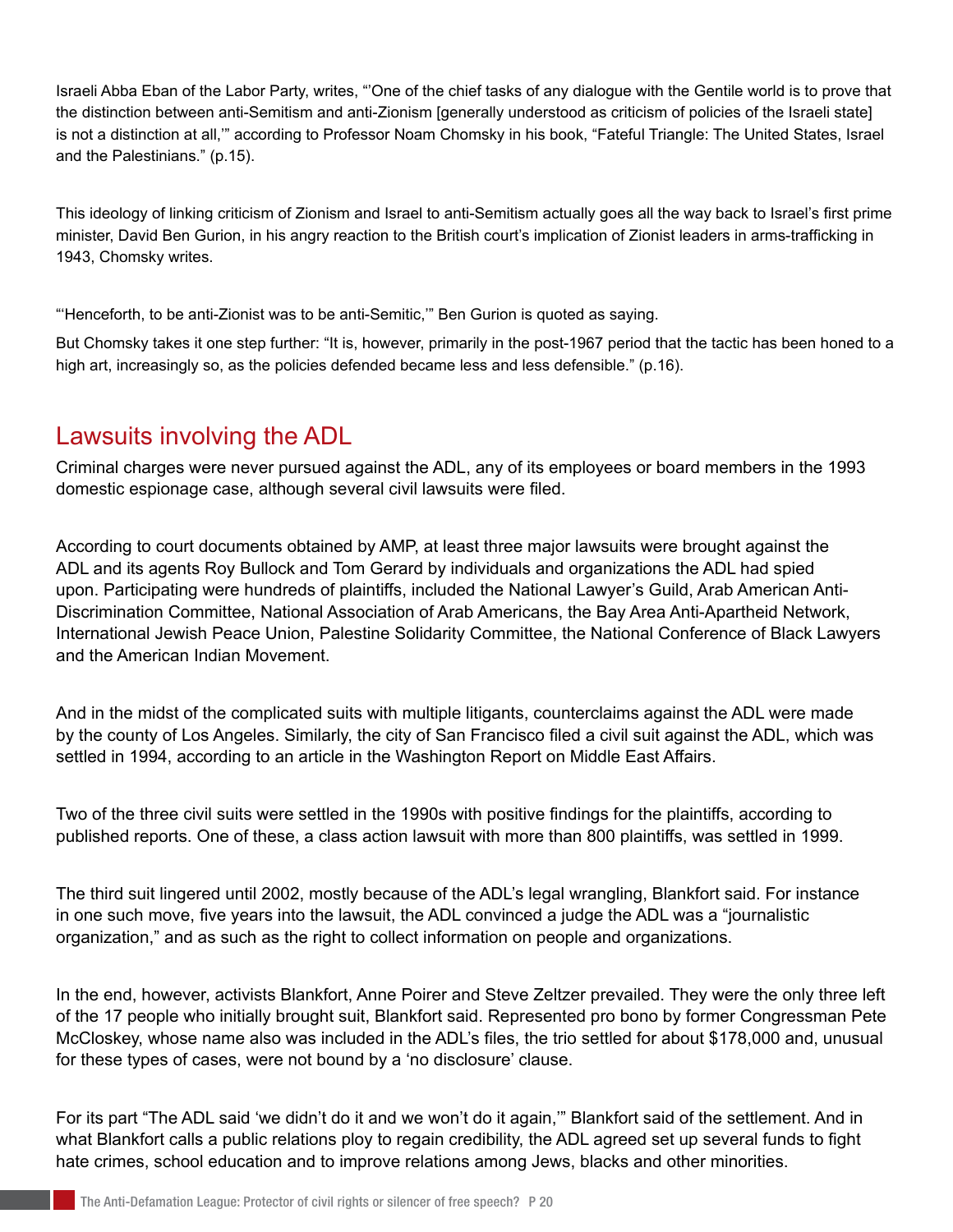Israeli Abba Eban of the Labor Party, writes, "'One of the chief tasks of any dialogue with the Gentile world is to prove that the distinction between anti-Semitism and anti-Zionism [generally understood as criticism of policies of the Israeli state] is not a distinction at all,'" according to Professor Noam Chomsky in his book, "Fateful Triangle: The United States, Israel and the Palestinians." (p.15).

This ideology of linking criticism of Zionism and Israel to anti-Semitism actually goes all the way back to Israel's first prime minister, David Ben Gurion, in his angry reaction to the British court's implication of Zionist leaders in arms-trafficking in 1943, Chomsky writes.

"'Henceforth, to be anti-Zionist was to be anti-Semitic,'" Ben Gurion is quoted as saying.

But Chomsky takes it one step further: "It is, however, primarily in the post-1967 period that the tactic has been honed to a high art, increasingly so, as the policies defended became less and less defensible." (p.16).

## Lawsuits involving the ADL

Criminal charges were never pursued against the ADL, any of its employees or board members in the 1993 domestic espionage case, although several civil lawsuits were filed.

According to court documents obtained by AMP, at least three major lawsuits were brought against the ADL and its agents Roy Bullock and Tom Gerard by individuals and organizations the ADL had spied upon. Participating were hundreds of plaintiffs, included the National Lawyer's Guild, Arab American Anti-Discrimination Committee, National Association of Arab Americans, the Bay Area Anti-Apartheid Network, International Jewish Peace Union, Palestine Solidarity Committee, the National Conference of Black Lawyers and the American Indian Movement.

And in the midst of the complicated suits with multiple litigants, counterclaims against the ADL were made by the county of Los Angeles. Similarly, the city of San Francisco filed a civil suit against the ADL, which was settled in 1994, according to an article in the Washington Report on Middle East Affairs.

Two of the three civil suits were settled in the 1990s with positive findings for the plaintiffs, according to published reports. One of these, a class action lawsuit with more than 800 plaintiffs, was settled in 1999.

The third suit lingered until 2002, mostly because of the ADL's legal wrangling, Blankfort said. For instance in one such move, five years into the lawsuit, the ADL convinced a judge the ADL was a "journalistic organization," and as such as the right to collect information on people and organizations.

In the end, however, activists Blankfort, Anne Poirer and Steve Zeltzer prevailed. They were the only three left of the 17 people who initially brought suit, Blankfort said. Represented pro bono by former Congressman Pete McCloskey, whose name also was included in the ADL's files, the trio settled for about $178,000 and, unusual for these types of cases, were not bound by a 'no disclosure' clause.

For its part "The ADL said 'we didn't do it and we won't do it again,'" Blankfort said of the settlement. And in what Blankfort calls a public relations ploy to regain credibility, the ADL agreed set up several funds to fight hate crimes, school education and to improve relations among Jews, blacks and other minorities.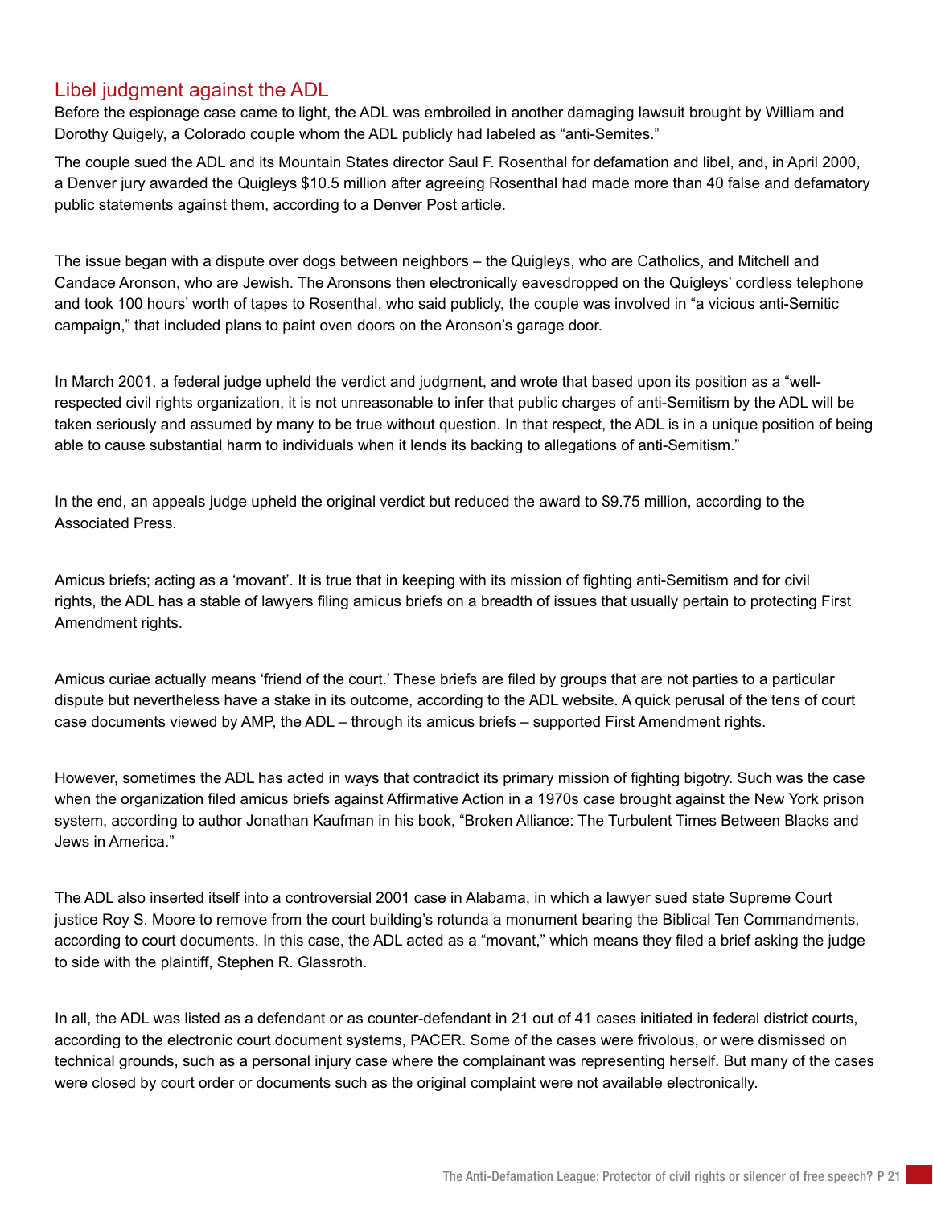## Libel judgment against the ADL

Before the espionage case came to light, the ADL was embroiled in another damaging lawsuit brought by William and Dorothy Quigely, a Colorado couple whom the ADL publicly had labeled as "anti-Semites."

The couple sued the ADL and its Mountain States director Saul F. Rosenthal for defamation and libel, and, in April 2000, a Denver jury awarded the Quigleys $10.5 million after agreeing Rosenthal had made more than 40 false and defamatory public statements against them, according to a Denver Post article.

The issue began with a dispute over dogs between neighbors – the Quigleys, who are Catholics, and Mitchell and Candace Aronson, who are Jewish. The Aronsons then electronically eavesdropped on the Quigleys' cordless telephone and took 100 hours' worth of tapes to Rosenthal, who said publicly, the couple was involved in "a vicious anti-Semitic campaign," that included plans to paint oven doors on the Aronson's garage door.

In March 2001, a federal judge upheld the verdict and judgment, and wrote that based upon its position as a "well-respected civil rights organization, it is not unreasonable to infer that public charges of anti-Semitism by the ADL will be taken seriously and assumed by many to be true without question. In that respect, the ADL is in a unique position of being able to cause substantial harm to individuals when it lends its backing to allegations of anti-Semitism."

In the end, an appeals judge upheld the original verdict but reduced the award to $9.75 million, according to the Associated Press.

Amicus briefs; acting as a 'movant'. It is true that in keeping with its mission of fighting anti-Semitism and for civil rights, the ADL has a stable of lawyers filing amicus briefs on a breadth of issues that usually pertain to protecting First Amendment rights.

Amicus curiae actually means 'friend of the court.' These briefs are filed by groups that are not parties to a particular dispute but nevertheless have a stake in its outcome, according to the ADL website. A quick perusal of the tens of court case documents viewed by AMP, the ADL – through its amicus briefs – supported First Amendment rights.

However, sometimes the ADL has acted in ways that contradict its primary mission of fighting bigotry. Such was the case when the organization filed amicus briefs against Affirmative Action in a 1970s case brought against the New York prison system, according to author Jonathan Kaufman in his book, "Broken Alliance: The Turbulent Times Between Blacks and Jews in America."

The ADL also inserted itself into a controversial 2001 case in Alabama, in which a lawyer sued state Supreme Court justice Roy S. Moore to remove from the court building's rotunda a monument bearing the Biblical Ten Commandments, according to court documents. In this case, the ADL acted as a "movant," which means they filed a brief asking the judge to side with the plaintiff, Stephen R. Glassroth.

In all, the ADL was listed as a defendant or as counter-defendant in 21 out of 41 cases initiated in federal district courts, according to the electronic court document systems, PACER. Some of the cases were frivolous, or were dismissed on technical grounds, such as a personal injury case where the complainant was representing herself. But many of the cases were closed by court order or documents such as the original complaint were not available electronically.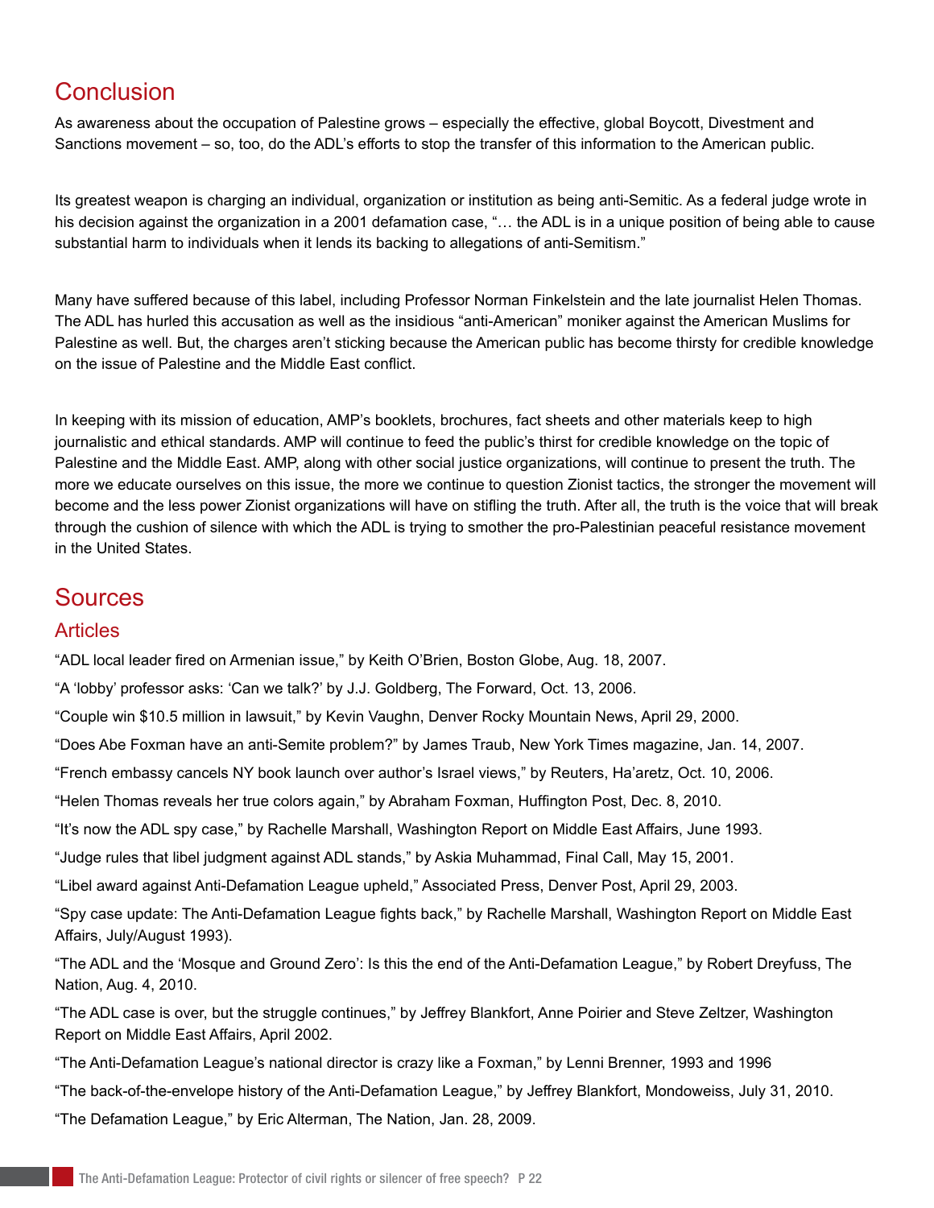## Conclusion

As awareness about the occupation of Palestine grows – especially the effective, global Boycott, Divestment and Sanctions movement – so, too, do the ADL's efforts to stop the transfer of this information to the American public.

Its greatest weapon is charging an individual, organization or institution as being anti-Semitic. As a federal judge wrote in his decision against the organization in a 2001 defamation case, "… the ADL is in a unique position of being able to cause substantial harm to individuals when it lends its backing to allegations of anti-Semitism."

Many have suffered because of this label, including Professor Norman Finkelstein and the late journalist Helen Thomas. The ADL has hurled this accusation as well as the insidious "anti-American" moniker against the American Muslims for Palestine as well. But, the charges aren't sticking because the American public has become thirsty for credible knowledge on the issue of Palestine and the Middle East conflict.

In keeping with its mission of education, AMP's booklets, brochures, fact sheets and other materials keep to high journalistic and ethical standards. AMP will continue to feed the public's thirst for credible knowledge on the topic of Palestine and the Middle East. AMP, along with other social justice organizations, will continue to present the truth. The more we educate ourselves on this issue, the more we continue to question Zionist tactics, the stronger the movement will become and the less power Zionist organizations will have on stifling the truth. After all, the truth is the voice that will break through the cushion of silence with which the ADL is trying to smother the pro-Palestinian peaceful resistance movement in the United States.

## Sources

### Articles

"ADL local leader fired on Armenian issue," by Keith O'Brien, Boston Globe, Aug. 18, 2007.

"A 'lobby' professor asks: 'Can we talk?' by J.J. Goldberg, The Forward, Oct. 13, 2006.

"Couple win $10.5 million in lawsuit," by Kevin Vaughn, Denver Rocky Mountain News, April 29, 2000.

"Does Abe Foxman have an anti-Semite problem?" by James Traub, New York Times magazine, Jan. 14, 2007.

"French embassy cancels NY book launch over author's Israel views," by Reuters, Ha'aretz, Oct. 10, 2006.

"Helen Thomas reveals her true colors again," by Abraham Foxman, Huffington Post, Dec. 8, 2010.

"It's now the ADL spy case," by Rachelle Marshall, Washington Report on Middle East Affairs, June 1993.

"Judge rules that libel judgment against ADL stands," by Askia Muhammad, Final Call, May 15, 2001.

"Libel award against Anti-Defamation League upheld," Associated Press, Denver Post, April 29, 2003.

"Spy case update: The Anti-Defamation League fights back," by Rachelle Marshall, Washington Report on Middle East Affairs, July/August 1993).

"The ADL and the 'Mosque and Ground Zero': Is this the end of the Anti-Defamation League," by Robert Dreyfuss, The Nation, Aug. 4, 2010.

"The ADL case is over, but the struggle continues," by Jeffrey Blankfort, Anne Poirier and Steve Zeltzer, Washington Report on Middle East Affairs, April 2002.

"The Anti-Defamation League's national director is crazy like a Foxman," by Lenni Brenner, 1993 and 1996

"The back-of-the-envelope history of the Anti-Defamation League," by Jeffrey Blankfort, Mondoweiss, July 31, 2010.

"The Defamation League," by Eric Alterman, The Nation, Jan. 28, 2009.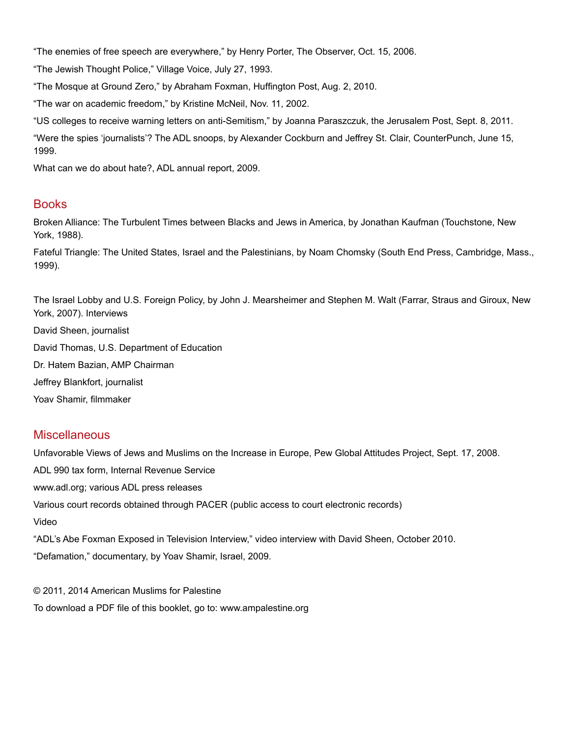"The enemies of free speech are everywhere," by Henry Porter, The Observer, Oct. 15, 2006.

"The Jewish Thought Police," Village Voice, July 27, 1993.

"The Mosque at Ground Zero," by Abraham Foxman, Huffington Post, Aug. 2, 2010.

"The war on academic freedom," by Kristine McNeil, Nov. 11, 2002.

"US colleges to receive warning letters on anti-Semitism," by Joanna Paraszczuk, the Jerusalem Post, Sept. 8, 2011.

"Were the spies 'journalists'? The ADL snoops, by Alexander Cockburn and Jeffrey St. Clair, CounterPunch, June 15, 1999.

What can we do about hate?, ADL annual report, 2009.

## Books

Broken Alliance: The Turbulent Times between Blacks and Jews in America, by Jonathan Kaufman (Touchstone, New York, 1988).

Fateful Triangle: The United States, Israel and the Palestinians, by Noam Chomsky (South End Press, Cambridge, Mass., 1999).

The Israel Lobby and U.S. Foreign Policy, by John J. Mearsheimer and Stephen M. Walt (Farrar, Straus and Giroux, New York, 2007). Interviews

David Sheen, journalist

David Thomas, U.S. Department of Education

Dr. Hatem Bazian, AMP Chairman

Jeffrey Blankfort, journalist

Yoav Shamir, filmmaker

## Miscellaneous

Unfavorable Views of Jews and Muslims on the Increase in Europe, Pew Global Attitudes Project, Sept. 17, 2008.

ADL 990 tax form, Internal Revenue Service

www.adl.org; various ADL press releases

Various court records obtained through PACER (public access to court electronic records)

Video

"ADL's Abe Foxman Exposed in Television Interview," video interview with David Sheen, October 2010.

"Defamation," documentary, by Yoav Shamir, Israel, 2009.

© 2011, 2014 American Muslims for Palestine

To download a PDF file of this booklet, go to: www.ampalestine.org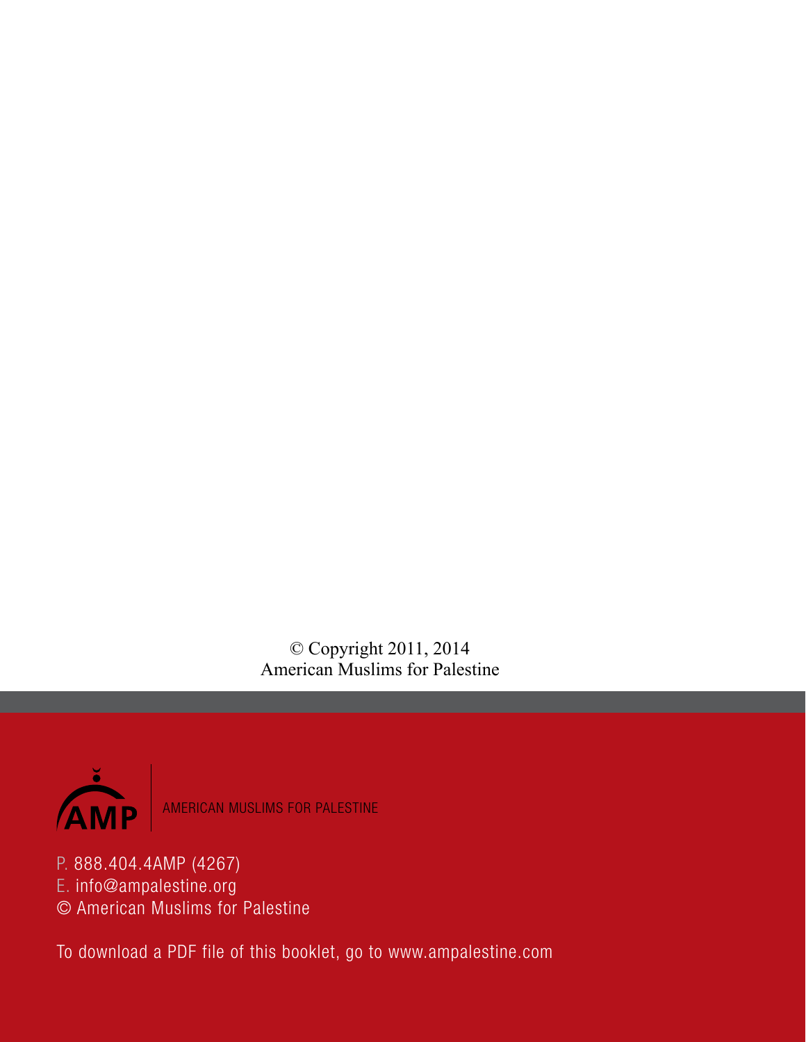© Copyright 2011, 2014
American Muslims for Palestine

AMP | AMERICAN MUSLIMS FOR PALESTINE

P. 888.404.4AMP (4267)
E. info@ampalestine.org
© American Muslims for Palestine

To download a PDF file of this booklet, go to www.ampalestine.com